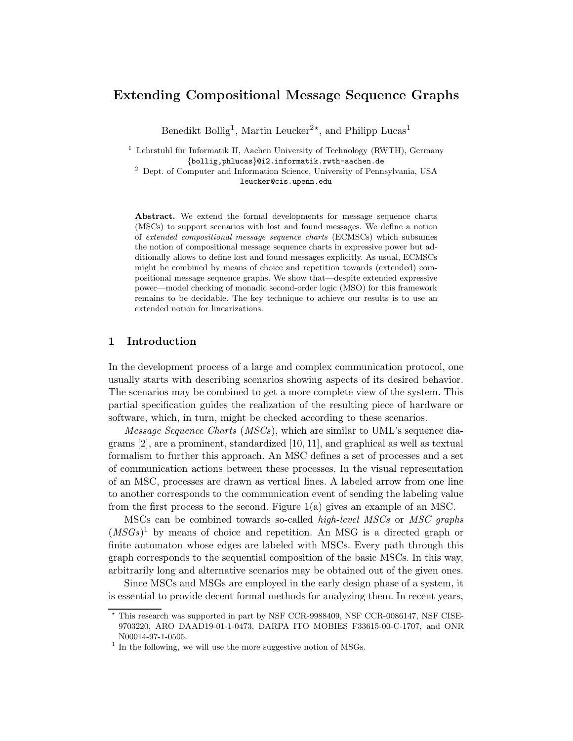# Extending Compositional Message Sequence Graphs

Benedikt Bollig[1], Martin Leucker[2⋆], and Philipp Lucas[1]

[1] Lehrstuhl für Informatik II, Aachen University of Technology (RWTH), Germany
{bollig,phlucas}@i2.informatik.rwth-aachen.de

[2] Dept. of Computer and Information Science, University of Pennsylvania, USA
leucker@cis.upenn.edu

**Abstract.** We extend the formal developments for message sequence charts (MSCs) to support scenarios with lost and found messages. We define a notion of *extended compositional message sequence charts* (ECMSCs) which subsumes the notion of compositional message sequence charts in expressive power but additionally allows to define lost and found messages explicitly. As usual, ECMSCs might be combined by means of choice and repetition towards (extended) compositional message sequence graphs. We show that—despite extended expressive power—model checking of monadic second-order logic (MSO) for this framework remains to be decidable. The key technique to achieve our results is to use an extended notion for linearizations.

## 1 Introduction

In the development process of a large and complex communication protocol, one usually starts with describing scenarios showing aspects of its desired behavior. The scenarios may be combined to get a more complete view of the system. This partial specification guides the realization of the resulting piece of hardware or software, which, in turn, might be checked according to these scenarios.

*Message Sequence Charts* (*MSCs*), which are similar to UML's sequence diagrams [2], are a prominent, standardized [10, 11], and graphical as well as textual formalism to further this approach. An MSC defines a set of processes and a set of communication actions between these processes. In the visual representation of an MSC, processes are drawn as vertical lines. A labeled arrow from one line to another corresponds to the communication event of sending the labeling value from the first process to the second. Figure 1(a) gives an example of an MSC.

MSCs can be combined towards so-called *high-level MSCs* or *MSC graphs* (*MSGs*)[1] by means of choice and repetition. An MSG is a directed graph or finite automaton whose edges are labeled with MSCs. Every path through this graph corresponds to the sequential composition of the basic MSCs. In this way, arbitrarily long and alternative scenarios may be obtained out of the given ones.

Since MSCs and MSGs are employed in the early design phase of a system, it is essential to provide decent formal methods for analyzing them. In recent years,

⋆ This research was supported in part by NSF CCR-9988409, NSF CCR-0086147, NSF CISE-9703220, ARO DAAD19-01-1-0473, DARPA ITO MOBIES F33615-00-C-1707, and ONR N00014-97-1-0505.

[1] In the following, we will use the more suggestive notion of MSGs.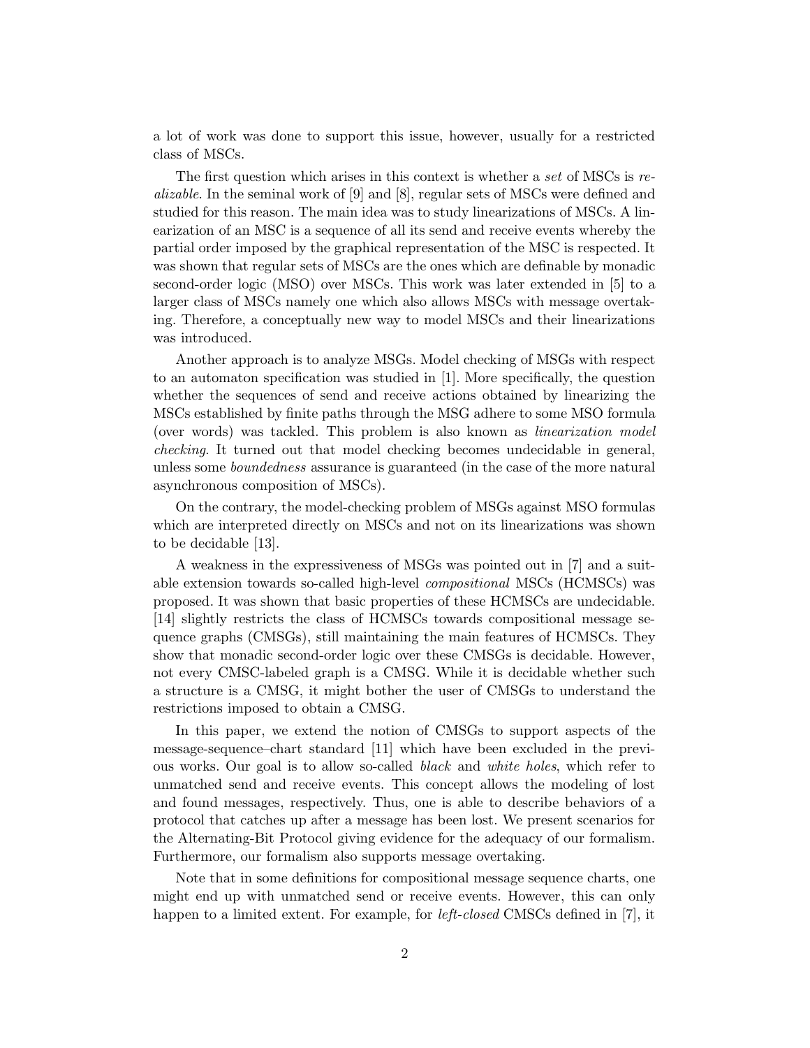a lot of work was done to support this issue, however, usually for a restricted class of MSCs.

The first question which arises in this context is whether a *set* of MSCs is *realizable*. In the seminal work of [9] and [8], regular sets of MSCs were defined and studied for this reason. The main idea was to study linearizations of MSCs. A linearization of an MSC is a sequence of all its send and receive events whereby the partial order imposed by the graphical representation of the MSC is respected. It was shown that regular sets of MSCs are the ones which are definable by monadic second-order logic (MSO) over MSCs. This work was later extended in [5] to a larger class of MSCs namely one which also allows MSCs with message overtaking. Therefore, a conceptually new way to model MSCs and their linearizations was introduced.

Another approach is to analyze MSGs. Model checking of MSGs with respect to an automaton specification was studied in [1]. More specifically, the question whether the sequences of send and receive actions obtained by linearizing the MSCs established by finite paths through the MSG adhere to some MSO formula (over words) was tackled. This problem is also known as *linearization model checking*. It turned out that model checking becomes undecidable in general, unless some *boundedness* assurance is guaranteed (in the case of the more natural asynchronous composition of MSCs).

On the contrary, the model-checking problem of MSGs against MSO formulas which are interpreted directly on MSCs and not on its linearizations was shown to be decidable [13].

A weakness in the expressiveness of MSGs was pointed out in [7] and a suitable extension towards so-called high-level *compositional* MSCs (HCMSCs) was proposed. It was shown that basic properties of these HCMSCs are undecidable. [14] slightly restricts the class of HCMSCs towards compositional message sequence graphs (CMSGs), still maintaining the main features of HCMSCs. They show that monadic second-order logic over these CMSGs is decidable. However, not every CMSC-labeled graph is a CMSG. While it is decidable whether such a structure is a CMSG, it might bother the user of CMSGs to understand the restrictions imposed to obtain a CMSG.

In this paper, we extend the notion of CMSGs to support aspects of the message-sequence–chart standard [11] which have been excluded in the previous works. Our goal is to allow so-called *black* and *white holes*, which refer to unmatched send and receive events. This concept allows the modeling of lost and found messages, respectively. Thus, one is able to describe behaviors of a protocol that catches up after a message has been lost. We present scenarios for the Alternating-Bit Protocol giving evidence for the adequacy of our formalism. Furthermore, our formalism also supports message overtaking.

Note that in some definitions for compositional message sequence charts, one might end up with unmatched send or receive events. However, this can only happen to a limited extent. For example, for *left-closed* CMSCs defined in [7], it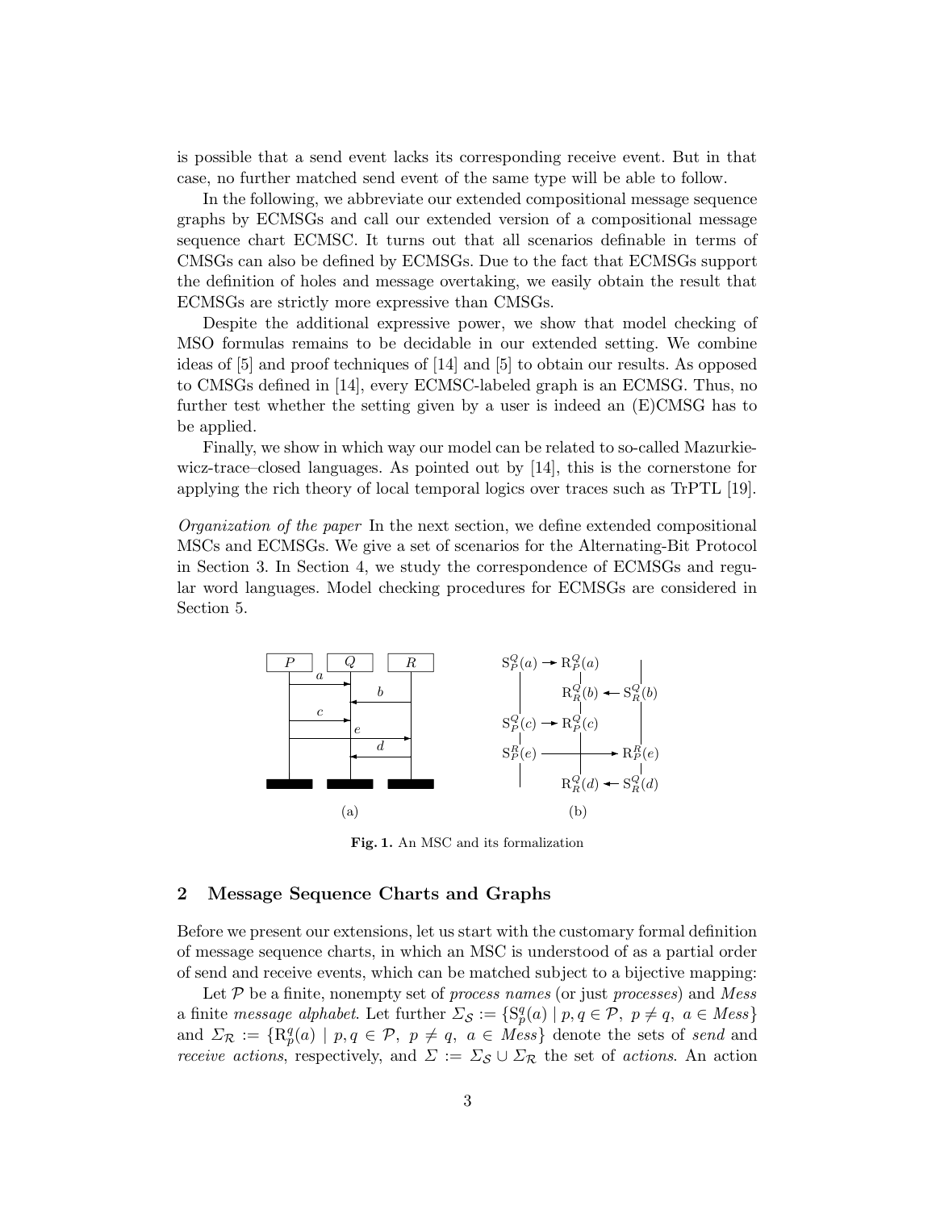is possible that a send event lacks its corresponding receive event. But in that case, no further matched send event of the same type will be able to follow.

In the following, we abbreviate our extended compositional message sequence graphs by ECMSGs and call our extended version of a compositional message sequence chart ECMSC. It turns out that all scenarios definable in terms of CMSGs can also be defined by ECMSGs. Due to the fact that ECMSGs support the definition of holes and message overtaking, we easily obtain the result that ECMSGs are strictly more expressive than CMSGs.

Despite the additional expressive power, we show that model checking of MSO formulas remains to be decidable in our extended setting. We combine ideas of [5] and proof techniques of [14] and [5] to obtain our results. As opposed to CMSGs defined in [14], every ECMSC-labeled graph is an ECMSG. Thus, no further test whether the setting given by a user is indeed an (E)CMSG has to be applied.

Finally, we show in which way our model can be related to so-called Mazurkiewicz-trace–closed languages. As pointed out by [14], this is the cornerstone for applying the rich theory of local temporal logics over traces such as TrPTL [19].

*Organization of the paper* In the next section, we define extended compositional MSCs and ECMSGs. We give a set of scenarios for the Alternating-Bit Protocol in Section 3. In Section 4, we study the correspondence of ECMSGs and regular word languages. Model checking procedures for ECMSGs are considered in Section 5.

**Fig. 1.** An MSC and its formalization

## 2 Message Sequence Charts and Graphs

Before we present our extensions, let us start with the customary formal definition of message sequence charts, in which an MSC is understood of as a partial order of send and receive events, which can be matched subject to a bijective mapping:

Let $\mathcal{P}$ be a finite, nonempty set of *process names* (or just *processes*) and *Mess* a finite *message alphabet*. Let further $\Sigma_{\mathcal{S}} := \{\mathrm{S}_p^q(a) \mid p, q \in \mathcal{P},\ p \neq q,\ a \in \mathit{Mess}\}$ and $\Sigma_{\mathcal{R}} := \{\mathrm{R}_p^q(a) \mid p, q \in \mathcal{P},\ p \neq q,\ a \in \mathit{Mess}\}$ denote the sets of *send* and *receive actions*, respectively, and $\Sigma := \Sigma_{\mathcal{S}} \cup \Sigma_{\mathcal{R}}$ the set of *actions*. An action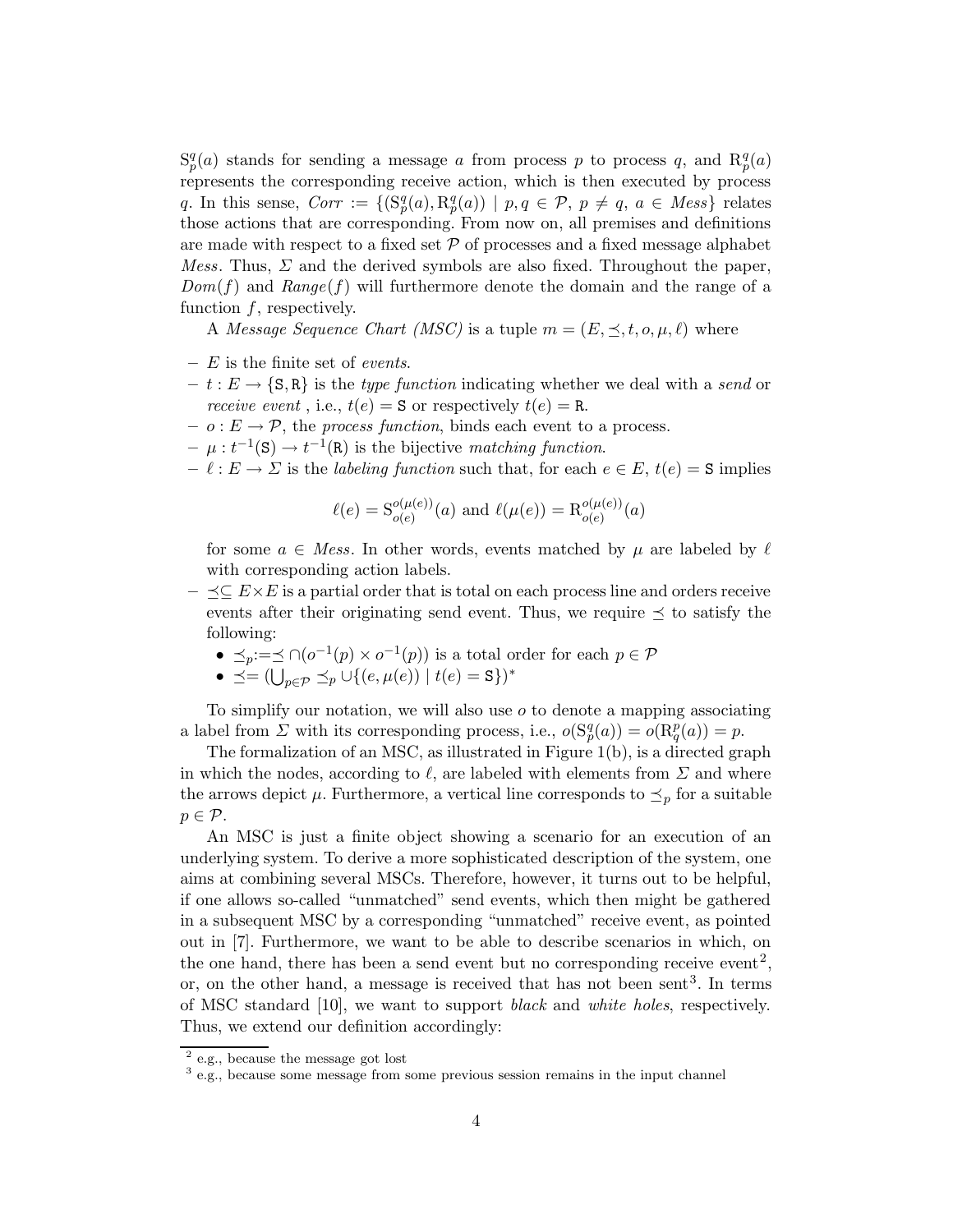$\mathrm{S}_p^q(a)$ stands for sending a message $a$ from process $p$ to process $q$, and $\mathrm{R}_p^q(a)$ represents the corresponding receive action, which is then executed by process $q$. In this sense, $\mathit{Corr} := \{(\mathrm{S}_p^q(a), \mathrm{R}_p^q(a)) \mid p, q \in \mathcal{P},\ p \neq q,\ a \in \mathit{Mess}\}$ relates those actions that are corresponding. From now on, all premises and definitions are made with respect to a fixed set $\mathcal{P}$ of processes and a fixed message alphabet *Mess*. Thus, $\Sigma$ and the derived symbols are also fixed. Throughout the paper, $\mathit{Dom}(f)$ and $\mathit{Range}(f)$ will furthermore denote the domain and the range of a function $f$, respectively.

A *Message Sequence Chart (MSC)* is a tuple $m = (E, \preceq, t, o, \mu, \ell)$ where

- $E$ is the finite set of *events*.
- $t : E \rightarrow \{\mathtt{S}, \mathtt{R}\}$ is the *type function* indicating whether we deal with a *send* or *receive event* , i.e., $t(e) = \mathtt{S}$ or respectively $t(e) = \mathtt{R}$.
- $o : E \rightarrow \mathcal{P}$, the *process function*, binds each event to a process.
- $\mu : t^{-1}(\mathtt{S}) \rightarrow t^{-1}(\mathtt{R})$ is the bijective *matching function*.
- $\ell : E \rightarrow \Sigma$ is the *labeling function* such that, for each $e \in E$, $t(e) = \mathtt{S}$ implies

  $$\ell(e) = \mathrm{S}_{o(e)}^{o(\mu(e))}(a) \text{ and } \ell(\mu(e)) = \mathrm{R}_{o(e)}^{o(\mu(e))}(a)$$

  for some $a \in \mathit{Mess}$. In other words, events matched by $\mu$ are labeled by $\ell$ with corresponding action labels.
- $\preceq \subseteq E \times E$ is a partial order that is total on each process line and orders receive events after their originating send event. Thus, we require $\preceq$ to satisfy the following:
  - $\preceq_p := \preceq \cap (o^{-1}(p) \times o^{-1}(p))$ is a total order for each $p \in \mathcal{P}$
  - $\preceq = (\bigcup_{p \in \mathcal{P}} \preceq_p \cup \{(e, \mu(e)) \mid t(e) = \mathtt{S}\})^*$

To simplify our notation, we will also use $o$ to denote a mapping associating a label from $\Sigma$ with its corresponding process, i.e., $o(\mathrm{S}_p^q(a)) = o(\mathrm{R}_q^p(a)) = p$.

The formalization of an MSC, as illustrated in Figure 1(b), is a directed graph in which the nodes, according to $\ell$, are labeled with elements from $\Sigma$ and where the arrows depict $\mu$. Furthermore, a vertical line corresponds to $\preceq_p$ for a suitable $p \in \mathcal{P}$.

An MSC is just a finite object showing a scenario for an execution of an underlying system. To derive a more sophisticated description of the system, one aims at combining several MSCs. Therefore, however, it turns out to be helpful, if one allows so-called "unmatched" send events, which then might be gathered in a subsequent MSC by a corresponding "unmatched" receive event, as pointed out in [7]. Furthermore, we want to be able to describe scenarios in which, on the one hand, there has been a send event but no corresponding receive event[2], or, on the other hand, a message is received that has not been sent[3]. In terms of MSC standard [10], we want to support *black* and *white holes*, respectively. Thus, we extend our definition accordingly:

[2] e.g., because the message got lost

[3] e.g., because some message from some previous session remains in the input channel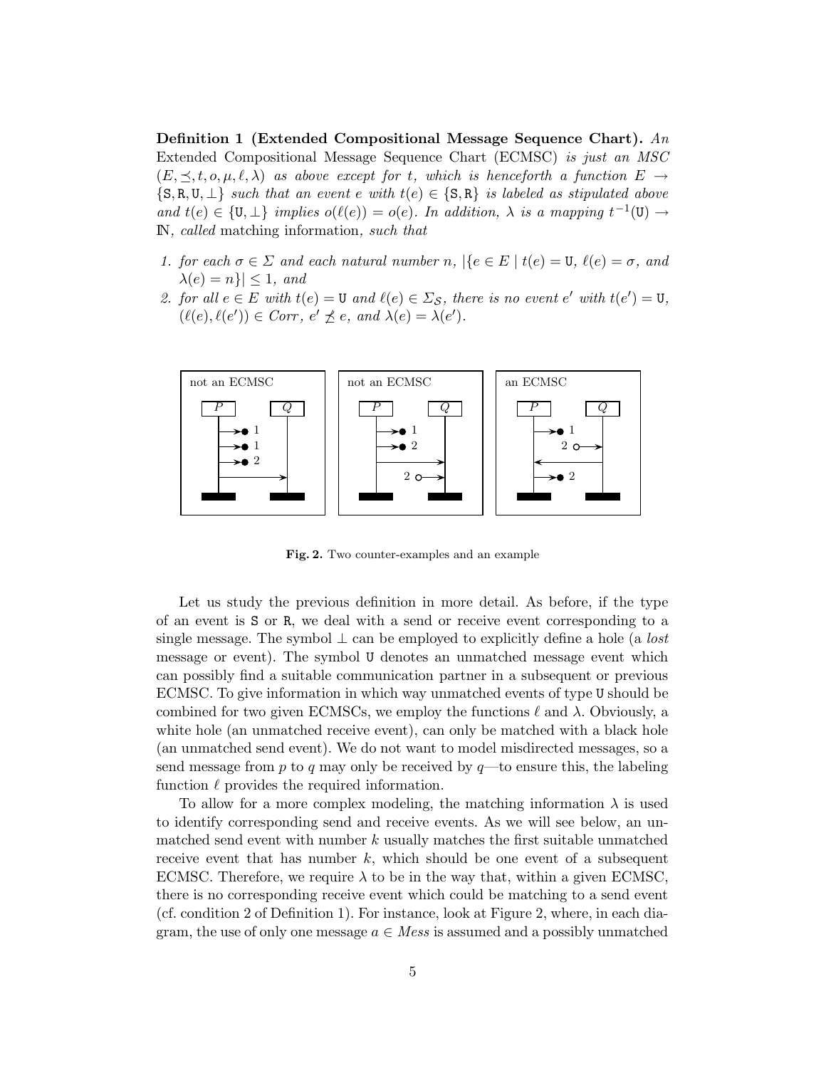**Definition 1 (Extended Compositional Message Sequence Chart).** *An* Extended Compositional Message Sequence Chart (ECMSC) *is just an MSC* $(E, \preceq, t, o, \mu, \ell, \lambda)$ *as above except for* $t$*, which is henceforth a function* $E \rightarrow \{\mathtt{S}, \mathtt{R}, \mathtt{U}, \bot\}$ *such that an event* $e$ *with* $t(e) \in \{\mathtt{S}, \mathtt{R}\}$ *is labeled as stipulated above and* $t(e) \in \{\mathtt{U}, \bot\}$ *implies* $o(\ell(e)) = o(e)$*. In addition,* $\lambda$ *is a mapping* $t^{-1}(\mathtt{U}) \rightarrow \mathbb{N}$*, called* matching information*, such that*

1. *for each* $\sigma \in \Sigma$ *and each natural number* $n$*,* $|\{e \in E \mid t(e) = \mathtt{U},\ \ell(e) = \sigma, \text{ and } \lambda(e) = n\}| \leq 1$*, and*
2. *for all* $e \in E$ *with* $t(e) = \mathtt{U}$ *and* $\ell(e) \in \Sigma_{\mathcal{S}}$*, there is no event* $e'$ *with* $t(e') = \mathtt{U}$*,* $(\ell(e), \ell(e')) \in Corr$*,* $e' \not\preceq e$*, and* $\lambda(e) = \lambda(e')$*.*

**Fig. 2.** Two counter-examples and an example

Let us study the previous definition in more detail. As before, if the type of an event is S or R, we deal with a send or receive event corresponding to a single message. The symbol $\bot$ can be employed to explicitly define a hole (a *lost* message or event). The symbol U denotes an unmatched message event which can possibly find a suitable communication partner in a subsequent or previous ECMSC. To give information in which way unmatched events of type U should be combined for two given ECMSCs, we employ the functions $\ell$ and $\lambda$. Obviously, a white hole (an unmatched receive event), can only be matched with a black hole (an unmatched send event). We do not want to model misdirected messages, so a send message from $p$ to $q$ may only be received by $q$—to ensure this, the labeling function $\ell$ provides the required information.

To allow for a more complex modeling, the matching information $\lambda$ is used to identify corresponding send and receive events. As we will see below, an unmatched send event with number $k$ usually matches the first suitable unmatched receive event that has number $k$, which should be one event of a subsequent ECMSC. Therefore, we require $\lambda$ to be in the way that, within a given ECMSC, there is no corresponding receive event which could be matching to a send event (cf. condition 2 of Definition 1). For instance, look at Figure 2, where, in each diagram, the use of only one message $a \in Mess$ is assumed and a possibly unmatched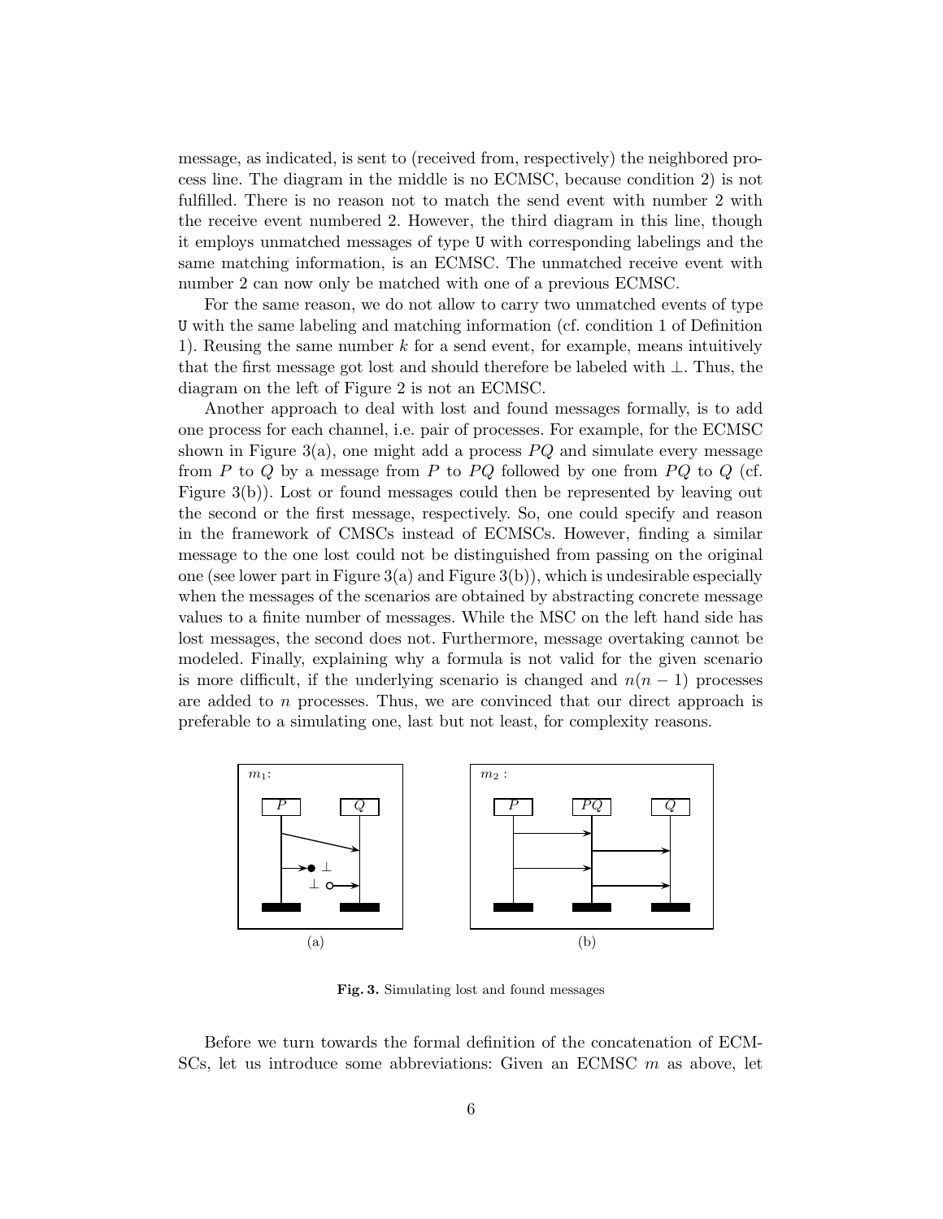message, as indicated, is sent to (received from, respectively) the neighbored process line. The diagram in the middle is no ECMSC, because condition 2) is not fulfilled. There is no reason not to match the send event with number 2 with the receive event numbered 2. However, the third diagram in this line, though it employs unmatched messages of type `U` with corresponding labelings and the same matching information, is an ECMSC. The unmatched receive event with number 2 can now only be matched with one of a previous ECMSC.

For the same reason, we do not allow to carry two unmatched events of type `U` with the same labeling and matching information (cf. condition 1 of Definition 1). Reusing the same number $k$ for a send event, for example, means intuitively that the first message got lost and should therefore be labeled with $\perp$. Thus, the diagram on the left of Figure 2 is not an ECMSC.

Another approach to deal with lost and found messages formally, is to add one process for each channel, i.e. pair of processes. For example, for the ECMSC shown in Figure 3(a), one might add a process $PQ$ and simulate every message from $P$ to $Q$ by a message from $P$ to $PQ$ followed by one from $PQ$ to $Q$ (cf. Figure 3(b)). Lost or found messages could then be represented by leaving out the second or the first message, respectively. So, one could specify and reason in the framework of CMSCs instead of ECMSCs. However, finding a similar message to the one lost could not be distinguished from passing on the original one (see lower part in Figure 3(a) and Figure 3(b)), which is undesirable especially when the messages of the scenarios are obtained by abstracting concrete message values to a finite number of messages. While the MSC on the left hand side has lost messages, the second does not. Furthermore, message overtaking cannot be modeled. Finally, explaining why a formula is not valid for the given scenario is more difficult, if the underlying scenario is changed and $n(n-1)$ processes are added to $n$ processes. Thus, we are convinced that our direct approach is preferable to a simulating one, last but not least, for complexity reasons.

**Fig. 3.** Simulating lost and found messages

Before we turn towards the formal definition of the concatenation of ECMSCs, let us introduce some abbreviations: Given an ECMSC $m$ as above, let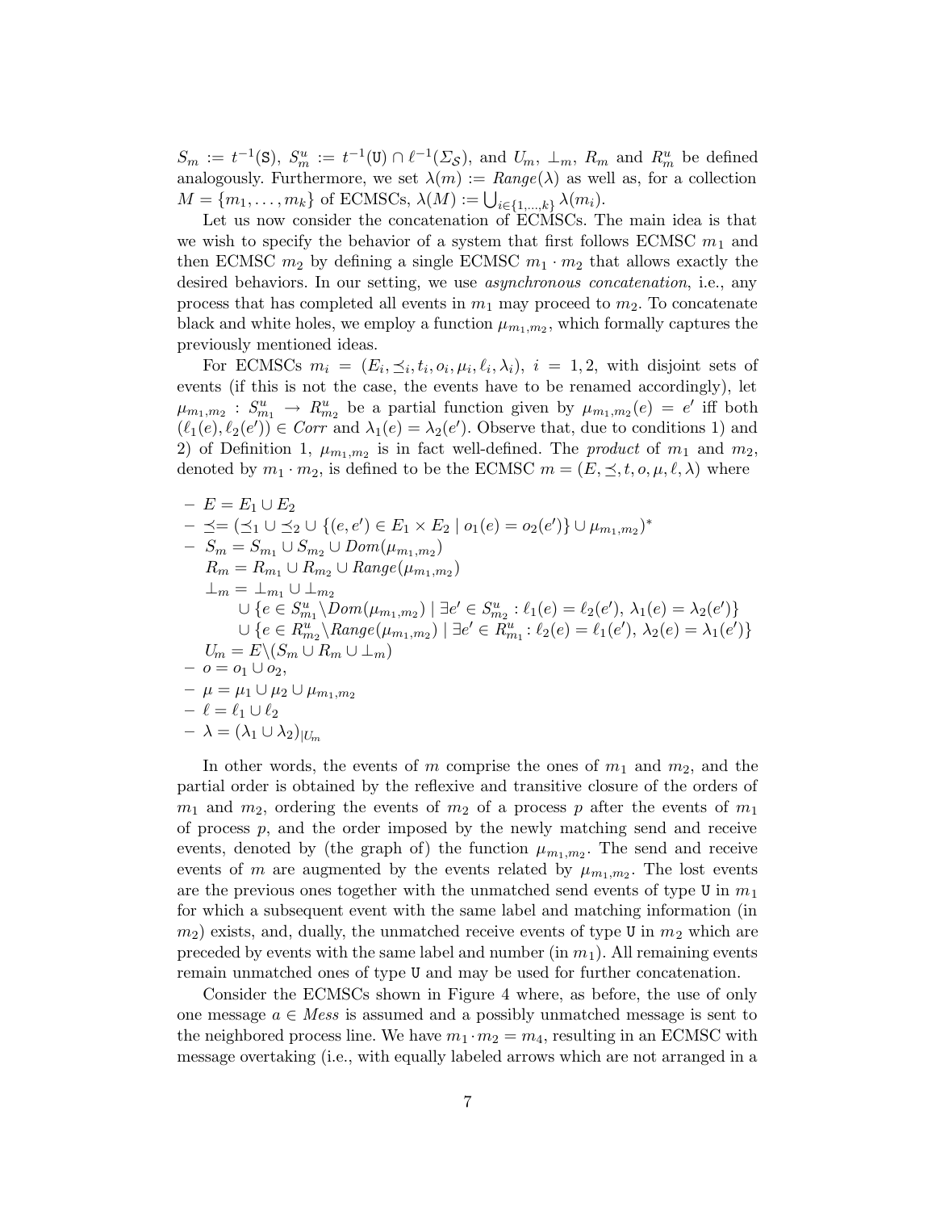$S_m := t^{-1}(\texttt{S})$, $S^u_m := t^{-1}(\texttt{U}) \cap \ell^{-1}(\Sigma_{\mathcal{S}})$, and $U_m$, $\bot_m$, $R_m$ and $R^u_m$ be defined analogously. Furthermore, we set $\lambda(m) := \mathit{Range}(\lambda)$ as well as, for a collection $M = \{m_1, \ldots, m_k\}$ of ECMSCs, $\lambda(M) := \bigcup_{i \in \{1,\ldots,k\}} \lambda(m_i)$.

Let us now consider the concatenation of ECMSCs. The main idea is that we wish to specify the behavior of a system that first follows ECMSC $m_1$ and then ECMSC $m_2$ by defining a single ECMSC $m_1 \cdot m_2$ that allows exactly the desired behaviors. In our setting, we use *asynchronous concatenation*, i.e., any process that has completed all events in $m_1$ may proceed to $m_2$. To concatenate black and white holes, we employ a function $\mu_{m_1,m_2}$, which formally captures the previously mentioned ideas.

For ECMSCs $m_i = (E_i, \preceq_i, t_i, o_i, \mu_i, \ell_i, \lambda_i)$, $i = 1, 2$, with disjoint sets of events (if this is not the case, the events have to be renamed accordingly), let $\mu_{m_1,m_2} : S^u_{m_1} \to R^u_{m_2}$ be a partial function given by $\mu_{m_1,m_2}(e) = e'$ iff both $(\ell_1(e), \ell_2(e')) \in \mathit{Corr}$ and $\lambda_1(e) = \lambda_2(e')$. Observe that, due to conditions 1) and 2) of Definition 1, $\mu_{m_1,m_2}$ is in fact well-defined. The *product* of $m_1$ and $m_2$, denoted by $m_1 \cdot m_2$, is defined to be the ECMSC $m = (E, \preceq, t, o, \mu, \ell, \lambda)$ where

- $E = E_1 \cup E_2$
- $\preceq = (\preceq_1 \cup \preceq_2 \cup \{(e, e') \in E_1 \times E_2 \mid o_1(e) = o_2(e')\} \cup \mu_{m_1,m_2})^*$
- $S_m = S_{m_1} \cup S_{m_2} \cup \mathit{Dom}(\mu_{m_1,m_2})$
  $R_m = R_{m_1} \cup R_{m_2} \cup \mathit{Range}(\mu_{m_1,m_2})$
  $\bot_m = \bot_{m_1} \cup \bot_{m_2}$
  $\quad \cup \{e \in S^u_{m_1} \setminus \mathit{Dom}(\mu_{m_1,m_2}) \mid \exists e' \in S^u_{m_2} : \ell_1(e) = \ell_2(e'),\ \lambda_1(e) = \lambda_2(e')\}$
  $\quad \cup \{e \in R^u_{m_2} \setminus \mathit{Range}(\mu_{m_1,m_2}) \mid \exists e' \in R^u_{m_1} : \ell_2(e) = \ell_1(e'),\ \lambda_2(e) = \lambda_1(e')\}$
  $U_m = E \setminus (S_m \cup R_m \cup \bot_m)$
- $o = o_1 \cup o_2$,
- $\mu = \mu_1 \cup \mu_2 \cup \mu_{m_1,m_2}$
- $\ell = \ell_1 \cup \ell_2$
- $\lambda = (\lambda_1 \cup \lambda_2)_{|U_m}$

In other words, the events of $m$ comprise the ones of $m_1$ and $m_2$, and the partial order is obtained by the reflexive and transitive closure of the orders of $m_1$ and $m_2$, ordering the events of $m_2$ of a process $p$ after the events of $m_1$ of process $p$, and the order imposed by the newly matching send and receive events, denoted by (the graph of) the function $\mu_{m_1,m_2}$. The send and receive events of $m$ are augmented by the events related by $\mu_{m_1,m_2}$. The lost events are the previous ones together with the unmatched send events of type U in $m_1$ for which a subsequent event with the same label and matching information (in $m_2$) exists, and, dually, the unmatched receive events of type U in $m_2$ which are preceded by events with the same label and number (in $m_1$). All remaining events remain unmatched ones of type U and may be used for further concatenation.

Consider the ECMSCs shown in Figure 4 where, as before, the use of only one message $a \in \mathit{Mess}$ is assumed and a possibly unmatched message is sent to the neighbored process line. We have $m_1 \cdot m_2 = m_4$, resulting in an ECMSC with message overtaking (i.e., with equally labeled arrows which are not arranged in a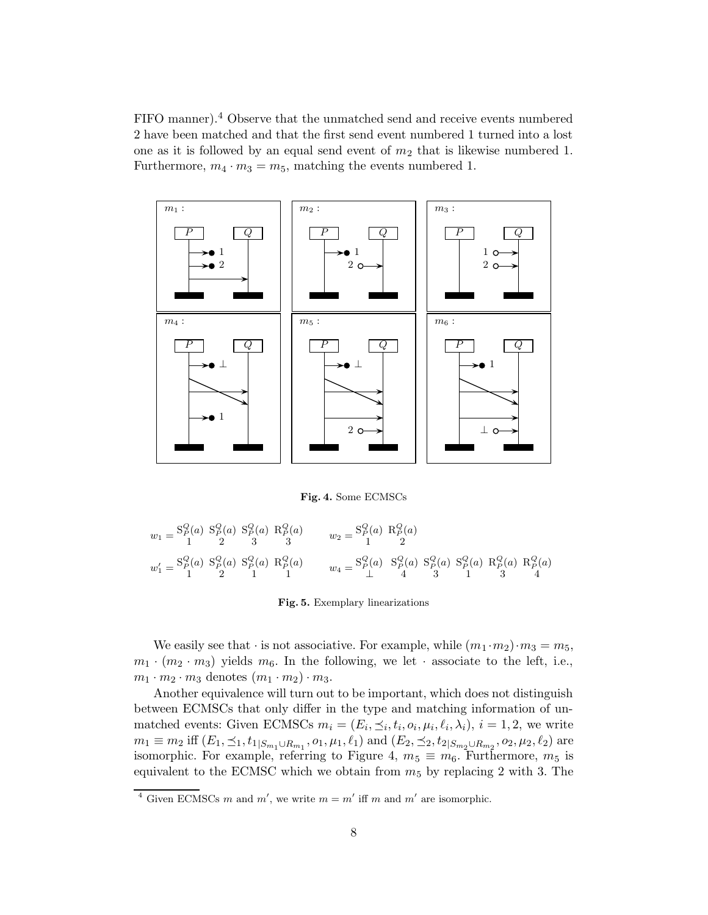FIFO manner).[4] Observe that the unmatched send and receive events numbered 2 have been matched and that the first send event numbered 1 turned into a lost one as it is followed by an equal send event of $m_2$ that is likewise numbered 1. Furthermore, $m_4 \cdot m_3 = m_5$, matching the events numbered 1.

**Fig. 4.** Some ECMSCs

$$w_1 = \underset{1}{\mathrm{S}_P^Q(a)}\ \underset{2}{\mathrm{S}_P^Q(a)}\ \underset{3}{\mathrm{S}_P^Q(a)}\ \underset{3}{\mathrm{R}_P^Q(a)} \qquad w_2 = \underset{1}{\mathrm{S}_P^Q(a)}\ \underset{2}{\mathrm{R}_P^Q(a)}$$

$$w_1' = \underset{1}{\mathrm{S}_P^Q(a)}\ \underset{2}{\mathrm{S}_P^Q(a)}\ \underset{1}{\mathrm{S}_P^Q(a)}\ \underset{1}{\mathrm{R}_P^Q(a)} \qquad w_4 = \underset{\perp}{\mathrm{S}_P^Q(a)}\ \underset{4}{\mathrm{S}_P^Q(a)}\ \underset{3}{\mathrm{S}_P^Q(a)}\ \underset{1}{\mathrm{S}_P^Q(a)}\ \underset{3}{\mathrm{R}_P^Q(a)}\ \underset{4}{\mathrm{R}_P^Q(a)}$$

**Fig. 5.** Exemplary linearizations

We easily see that $\cdot$ is not associative. For example, while $(m_1 \cdot m_2) \cdot m_3 = m_5$, $m_1 \cdot (m_2 \cdot m_3)$ yields $m_6$. In the following, we let $\cdot$ associate to the left, i.e., $m_1 \cdot m_2 \cdot m_3$ denotes $(m_1 \cdot m_2) \cdot m_3$.

Another equivalence will turn out to be important, which does not distinguish between ECMSCs that only differ in the type and matching information of unmatched events: Given ECMSCs $m_i = (E_i, \preceq_i, t_i, o_i, \mu_i, \ell_i, \lambda_i)$, $i = 1, 2$, we write $m_1 \equiv m_2$ iff $(E_1, \preceq_1, t_{1|S_{m_1} \cup R_{m_1}}, o_1, \mu_1, \ell_1)$ and $(E_2, \preceq_2, t_{2|S_{m_2} \cup R_{m_2}}, o_2, \mu_2, \ell_2)$ are isomorphic. For example, referring to Figure 4, $m_5 \equiv m_6$. Furthermore, $m_5$ is equivalent to the ECMSC which we obtain from $m_5$ by replacing 2 with 3. The

[4] Given ECMSCs $m$ and $m'$, we write $m = m'$ iff $m$ and $m'$ are isomorphic.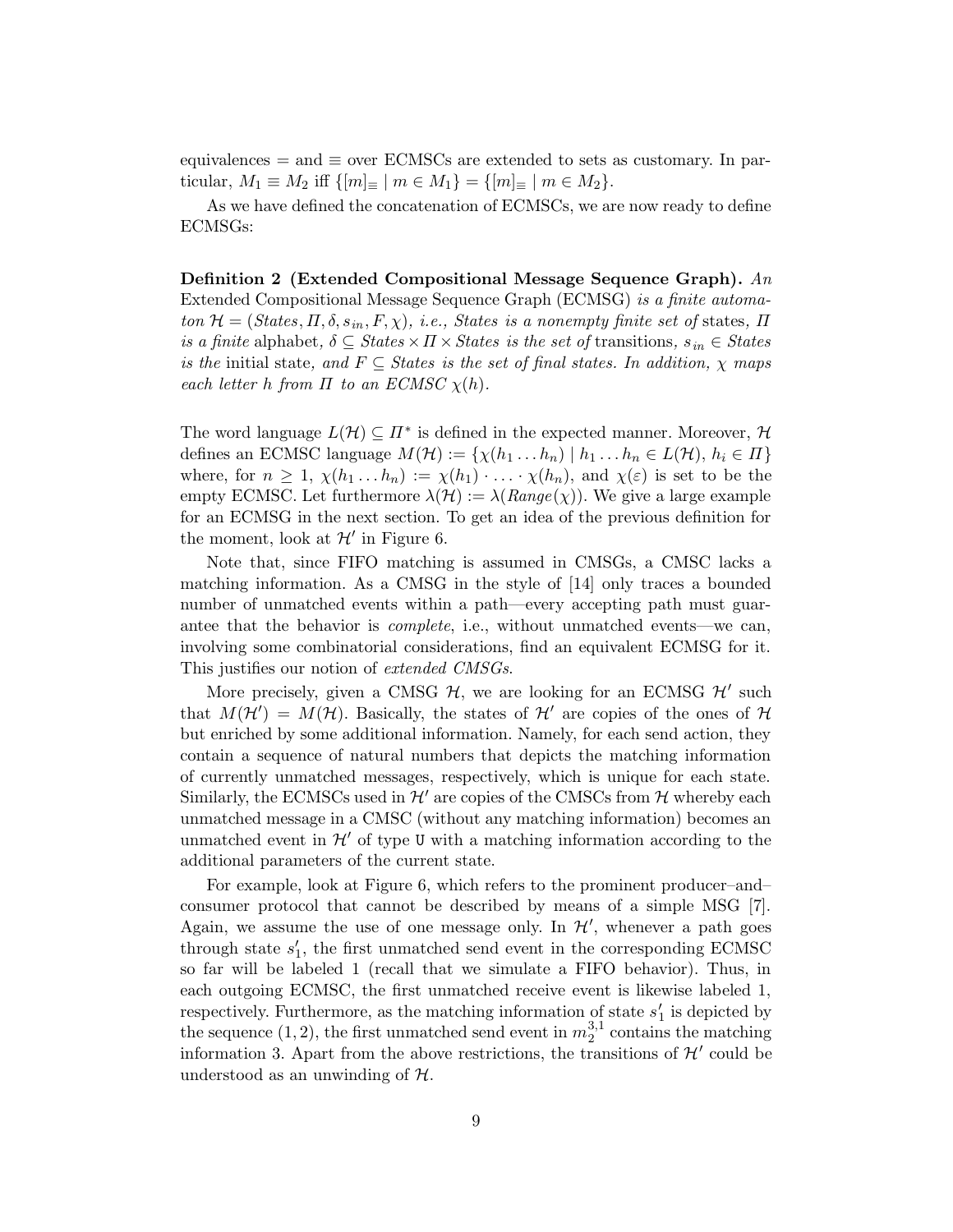equivalences $=$ and $\equiv$ over ECMSCs are extended to sets as customary. In particular, $M_1 \equiv M_2$ iff $\{[m]_\equiv \mid m \in M_1\} = \{[m]_\equiv \mid m \in M_2\}$.

As we have defined the concatenation of ECMSCs, we are now ready to define ECMSGs:

**Definition 2 (Extended Compositional Message Sequence Graph).** *An* Extended Compositional Message Sequence Graph (ECMSG) *is a finite automaton $\mathcal{H} = (States, \Pi, \delta, s_{in}, F, \chi)$, i.e., States is a nonempty finite set of* states*, $\Pi$ is a finite* alphabet*, $\delta \subseteq States \times \Pi \times States$ is the set of* transitions*, $s_{in} \in States$ is the* initial state*, and $F \subseteq States$ is the set of final states. In addition, $\chi$ maps each letter $h$ from $\Pi$ to an ECMSC $\chi(h)$.*

The word language $L(\mathcal{H}) \subseteq \Pi^*$ is defined in the expected manner. Moreover, $\mathcal{H}$ defines an ECMSC language $M(\mathcal{H}) := \{\chi(h_1 \ldots h_n) \mid h_1 \ldots h_n \in L(\mathcal{H}), h_i \in \Pi\}$ where, for $n \geq 1$, $\chi(h_1 \ldots h_n) := \chi(h_1) \cdot \ldots \cdot \chi(h_n)$, and $\chi(\varepsilon)$ is set to be the empty ECMSC. Let furthermore $\lambda(\mathcal{H}) := \lambda(Range(\chi))$. We give a large example for an ECMSG in the next section. To get an idea of the previous definition for the moment, look at $\mathcal{H}'$ in Figure 6.

Note that, since FIFO matching is assumed in CMSGs, a CMSC lacks a matching information. As a CMSG in the style of [14] only traces a bounded number of unmatched events within a path—every accepting path must guarantee that the behavior is *complete*, i.e., without unmatched events—we can, involving some combinatorial considerations, find an equivalent ECMSG for it. This justifies our notion of *extended CMSGs*.

More precisely, given a CMSG $\mathcal{H}$, we are looking for an ECMSG $\mathcal{H}'$ such that $M(\mathcal{H}') = M(\mathcal{H})$. Basically, the states of $\mathcal{H}'$ are copies of the ones of $\mathcal{H}$ but enriched by some additional information. Namely, for each send action, they contain a sequence of natural numbers that depicts the matching information of currently unmatched messages, respectively, which is unique for each state. Similarly, the ECMSCs used in $\mathcal{H}'$ are copies of the CMSCs from $\mathcal{H}$ whereby each unmatched message in a CMSC (without any matching information) becomes an unmatched event in $\mathcal{H}'$ of type `U` with a matching information according to the additional parameters of the current state.

For example, look at Figure 6, which refers to the prominent producer–and–consumer protocol that cannot be described by means of a simple MSG [7]. Again, we assume the use of one message only. In $\mathcal{H}'$, whenever a path goes through state $s'_1$, the first unmatched send event in the corresponding ECMSC so far will be labeled 1 (recall that we simulate a FIFO behavior). Thus, in each outgoing ECMSC, the first unmatched receive event is likewise labeled 1, respectively. Furthermore, as the matching information of state $s'_1$ is depicted by the sequence $(1, 2)$, the first unmatched send event in $m_2^{3,1}$ contains the matching information 3. Apart from the above restrictions, the transitions of $\mathcal{H}'$ could be understood as an unwinding of $\mathcal{H}$.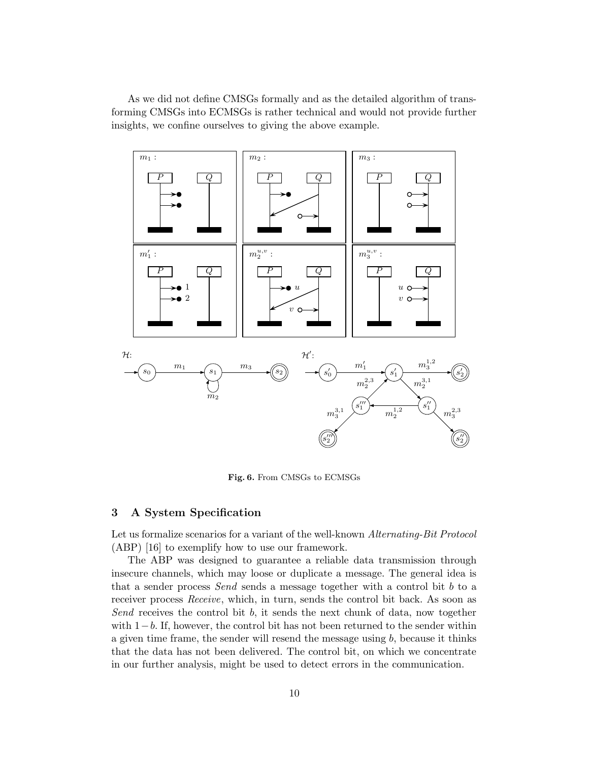As we did not define CMSGs formally and as the detailed algorithm of transforming CMSGs into ECMSGs is rather technical and would not provide further insights, we confine ourselves to giving the above example.

**Fig. 6.** From CMSGs to ECMSGs

## 3 A System Specification

Let us formalize scenarios for a variant of the well-known *Alternating-Bit Protocol* (ABP) [16] to exemplify how to use our framework.

The ABP was designed to guarantee a reliable data transmission through insecure channels, which may loose or duplicate a message. The general idea is that a sender process *Send* sends a message together with a control bit $b$ to a receiver process *Receive*, which, in turn, sends the control bit back. As soon as *Send* receives the control bit $b$, it sends the next chunk of data, now together with $1-b$. If, however, the control bit has not been returned to the sender within a given time frame, the sender will resend the message using $b$, because it thinks that the data has not been delivered. The control bit, on which we concentrate in our further analysis, might be used to detect errors in the communication.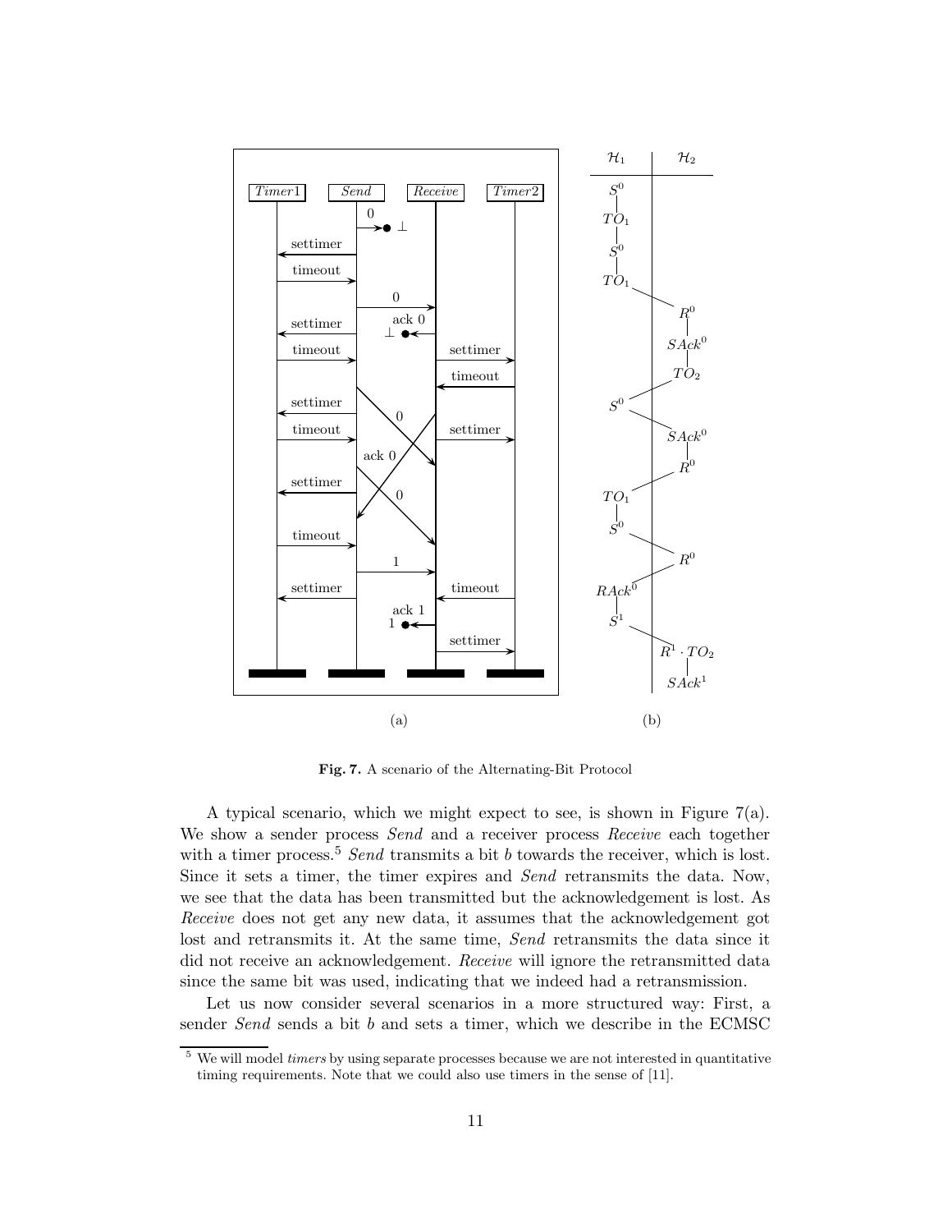**Fig. 7.** A scenario of the Alternating-Bit Protocol

A typical scenario, which we might expect to see, is shown in Figure 7(a). We show a sender process *Send* and a receiver process *Receive* each together with a timer process.[5] *Send* transmits a bit $b$ towards the receiver, which is lost. Since it sets a timer, the timer expires and *Send* retransmits the data. Now, we see that the data has been transmitted but the acknowledgement is lost. As *Receive* does not get any new data, it assumes that the acknowledgement got lost and retransmits it. At the same time, *Send* retransmits the data since it did not receive an acknowledgement. *Receive* will ignore the retransmitted data since the same bit was used, indicating that we indeed had a retransmission.

Let us now consider several scenarios in a more structured way: First, a sender *Send* sends a bit $b$ and sets a timer, which we describe in the ECMSC

[5] We will model *timers* by using separate processes because we are not interested in quantitative timing requirements. Note that we could also use timers in the sense of [11].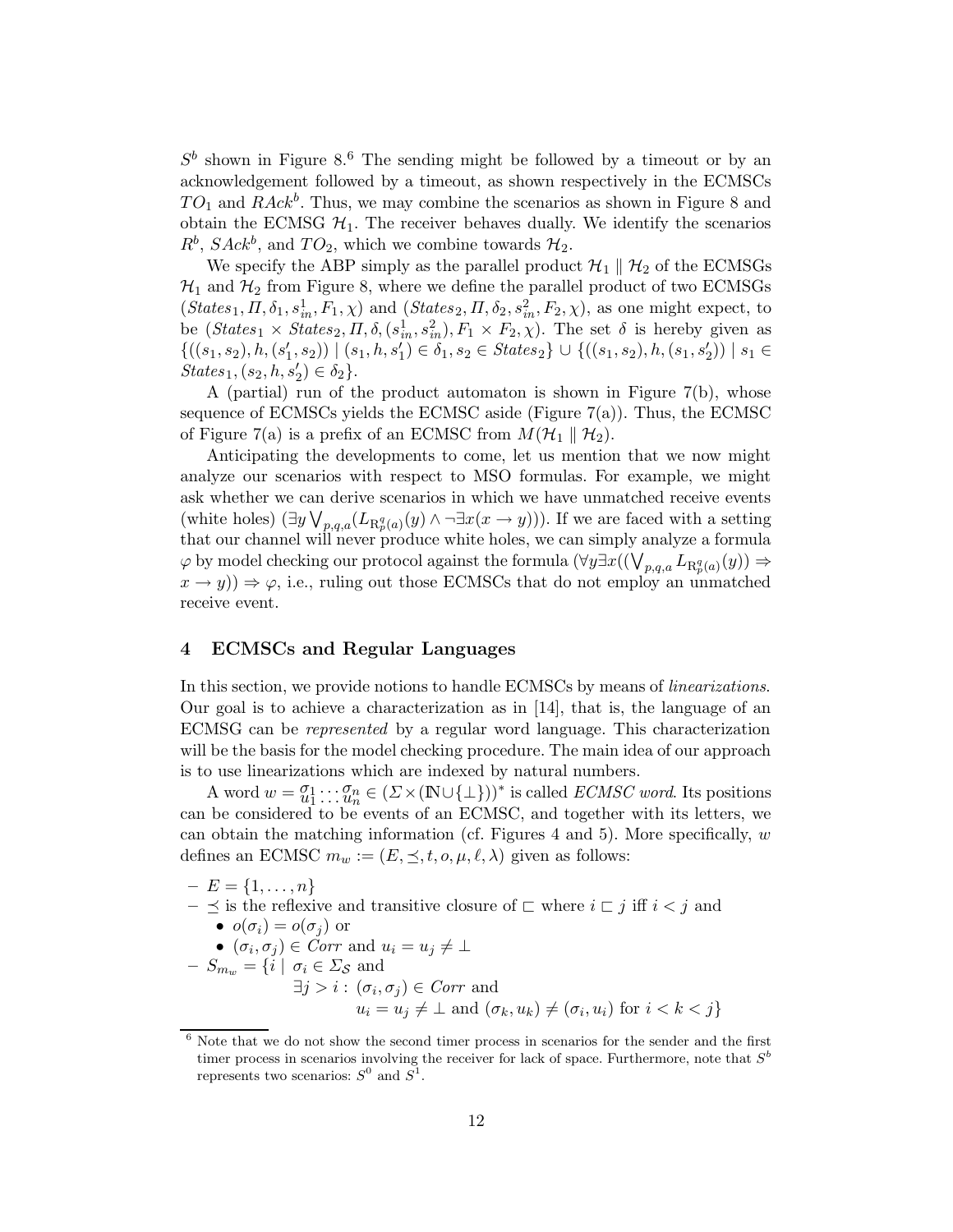$S^b$ shown in Figure 8.[6] The sending might be followed by a timeout or by an acknowledgement followed by a timeout, as shown respectively in the ECMSCs $TO_1$ and $RAck^b$. Thus, we may combine the scenarios as shown in Figure 8 and obtain the ECMSG $\mathcal{H}_1$. The receiver behaves dually. We identify the scenarios $R^b$, $SAck^b$, and $TO_2$, which we combine towards $\mathcal{H}_2$.

We specify the ABP simply as the parallel product $\mathcal{H}_1 \parallel \mathcal{H}_2$ of the ECMSGs $\mathcal{H}_1$ and $\mathcal{H}_2$ from Figure 8, where we define the parallel product of two ECMSGs $(States_1, \Pi, \delta_1, s^1_{in}, F_1, \chi)$ and $(States_2, \Pi, \delta_2, s^2_{in}, F_2, \chi)$, as one might expect, to be $(States_1 \times States_2, \Pi, \delta, (s^1_{in}, s^2_{in}), F_1 \times F_2, \chi)$. The set $\delta$ is hereby given as $\{((s_1, s_2), h, (s'_1, s_2)) \mid (s_1, h, s'_1) \in \delta_1, s_2 \in States_2\} \cup \{((s_1, s_2), h, (s_1, s'_2)) \mid s_1 \in States_1, (s_2, h, s'_2) \in \delta_2\}$.

A (partial) run of the product automaton is shown in Figure 7(b), whose sequence of ECMSCs yields the ECMSC aside (Figure 7(a)). Thus, the ECMSC of Figure 7(a) is a prefix of an ECMSC from $M(\mathcal{H}_1 \parallel \mathcal{H}_2)$.

Anticipating the developments to come, let us mention that we now might analyze our scenarios with respect to MSO formulas. For example, we might ask whether we can derive scenarios in which we have unmatched receive events (white holes) $(\exists y \bigvee_{p,q,a} (L_{\mathrm{R}^q_p(a)}(y) \wedge \neg \exists x (x \rightarrow y)))$. If we are faced with a setting that our channel will never produce white holes, we can simply analyze a formula $\varphi$ by model checking our protocol against the formula $(\forall y \exists x ((\bigvee_{p,q,a} L_{\mathrm{R}^q_p(a)}(y)) \Rightarrow x \rightarrow y)) \Rightarrow \varphi$, i.e., ruling out those ECMSCs that do not employ an unmatched receive event.

## 4 ECMSCs and Regular Languages

In this section, we provide notions to handle ECMSCs by means of *linearizations*. Our goal is to achieve a characterization as in [14], that is, the language of an ECMSG can be *represented* by a regular word language. This characterization will be the basis for the model checking procedure. The main idea of our approach is to use linearizations which are indexed by natural numbers.

A word $w = \frac{\sigma_1}{u_1} \cdots \frac{\sigma_n}{u_n} \in (\Sigma \times (\mathbb{N} \cup \{\bot\}))^*$ is called *ECMSC word*. Its positions can be considered to be events of an ECMSC, and together with its letters, we can obtain the matching information (cf. Figures 4 and 5). More specifically, $w$ defines an ECMSC $m_w := (E, \preceq, t, o, \mu, \ell, \lambda)$ given as follows:

- $E = \{1, \ldots, n\}$
- $\preceq$ is the reflexive and transitive closure of $\sqsubset$ where $i \sqsubset j$ iff $i < j$ and
  - $o(\sigma_i) = o(\sigma_j)$ or
  - $(\sigma_i, \sigma_j) \in Corr$ and $u_i = u_j \neq \bot$
- $S_{m_w} = \{i \mid \sigma_i \in \Sigma_{\mathcal{S}}$ and $\exists j > i : (\sigma_i, \sigma_j) \in Corr$ and $u_i = u_j \neq \bot$ and $(\sigma_k, u_k) \neq (\sigma_i, u_i)$ for $i < k < j\}$

[6] Note that we do not show the second timer process in scenarios for the sender and the first timer process in scenarios involving the receiver for lack of space. Furthermore, note that $S^b$ represents two scenarios: $S^0$ and $S^1$.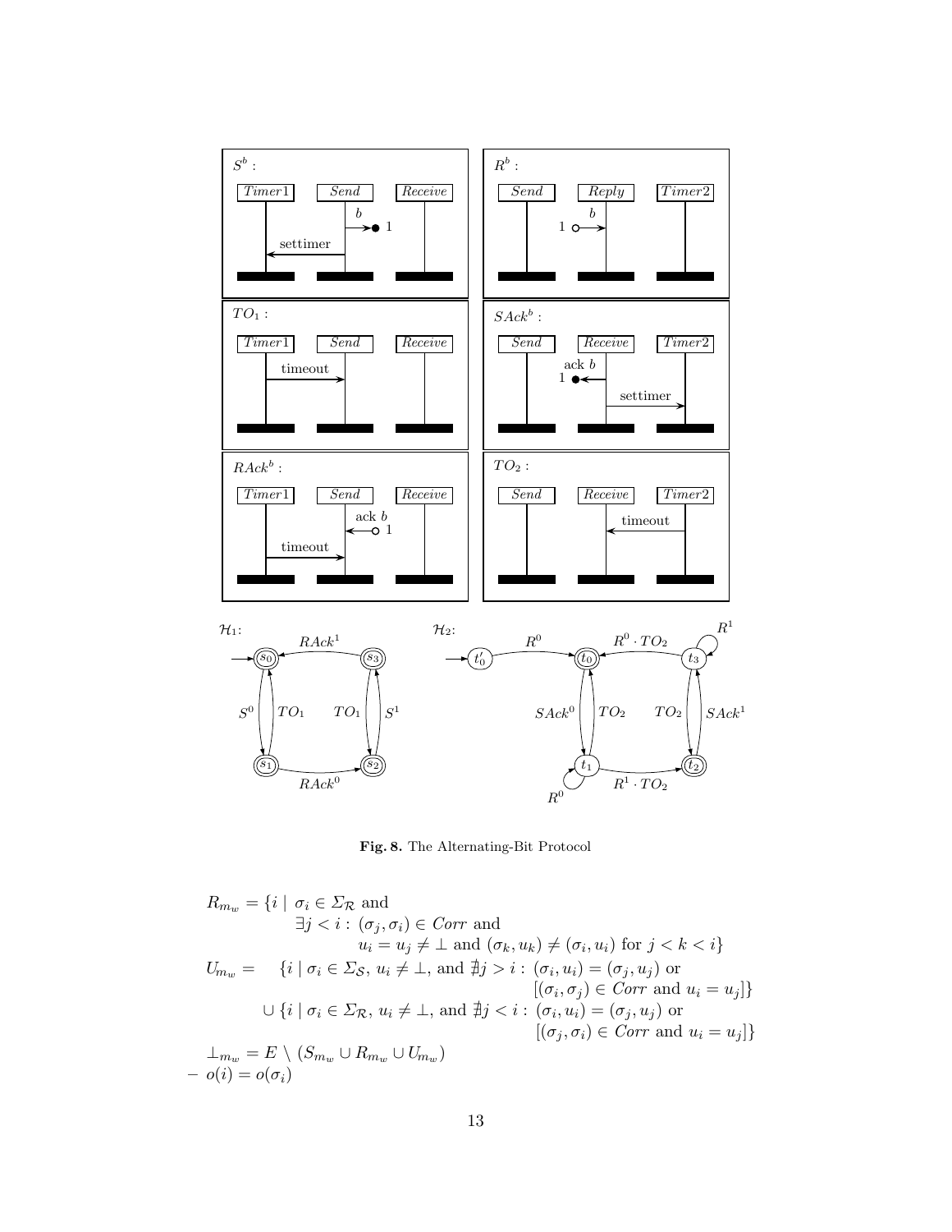**Fig. 8.** The Alternating-Bit Protocol

$$
\begin{aligned}
R_{m_w} = \{i \mid\ & \sigma_i \in \Sigma_{\mathcal{R}} \text{ and} \\
& \exists j < i : (\sigma_j, \sigma_i) \in \mathit{Corr} \text{ and} \\
& \qquad u_i = u_j \neq \bot \text{ and } (\sigma_k, u_k) \neq (\sigma_i, u_i) \text{ for } j < k < i\} \\
U_{m_w} = \quad & \{i \mid \sigma_i \in \Sigma_{\mathcal{S}},\ u_i \neq \bot, \text{ and } \nexists j > i : (\sigma_i, u_i) = (\sigma_j, u_j) \text{ or} \\
& \qquad\qquad [(\sigma_i, \sigma_j) \in \mathit{Corr} \text{ and } u_i = u_j]\} \\
\cup\ & \{i \mid \sigma_i \in \Sigma_{\mathcal{R}},\ u_i \neq \bot, \text{ and } \nexists j < i : (\sigma_i, u_i) = (\sigma_j, u_j) \text{ or} \\
& \qquad\qquad [(\sigma_j, \sigma_i) \in \mathit{Corr} \text{ and } u_i = u_j]\} \\
\bot_{m_w} = E\ & \setminus (S_{m_w} \cup R_{m_w} \cup U_{m_w})
\end{aligned}
$$

– $o(i) = o(\sigma_i)$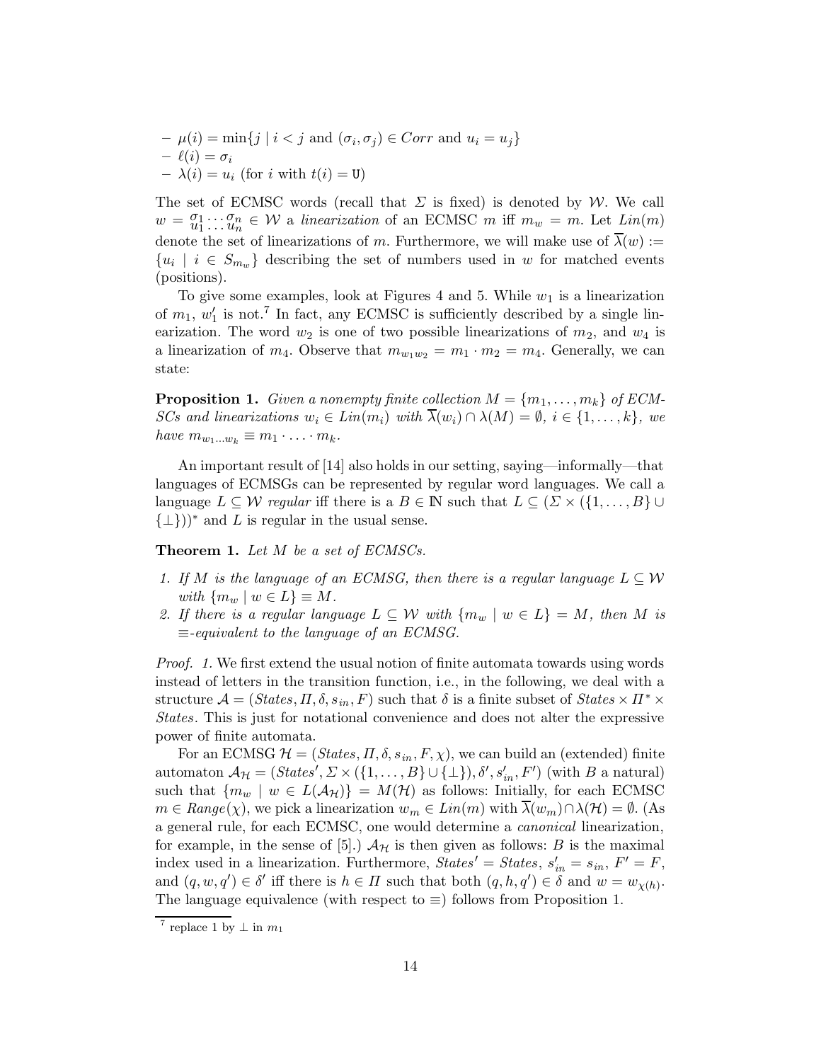- $\mu(i) = \min\{j \mid i < j \text{ and } (\sigma_i, \sigma_j) \in Corr \text{ and } u_i = u_j\}$
- $\ell(i) = \sigma_i$
- $\lambda(i) = u_i$ (for $i$ with $t(i) = \mathtt{U}$)

The set of ECMSC words (recall that $\Sigma$ is fixed) is denoted by $\mathcal{W}$. We call $w = \genfrac{}{}{0pt}{}{\sigma_1}{u_1} \cdots \genfrac{}{}{0pt}{}{\sigma_n}{u_n} \in \mathcal{W}$ a *linearization* of an ECMSC $m$ iff $m_w = m$. Let $Lin(m)$ denote the set of linearizations of $m$. Furthermore, we will make use of $\overline{\lambda}(w) := \{u_i \mid i \in S_{m_w}\}$ describing the set of numbers used in $w$ for matched events (positions).

To give some examples, look at Figures 4 and 5. While $w_1$ is a linearization of $m_1$, $w_1'$ is not.[7] In fact, any ECMSC is sufficiently described by a single linearization. The word $w_2$ is one of two possible linearizations of $m_2$, and $w_4$ is a linearization of $m_4$. Observe that $m_{w_1 w_2} = m_1 \cdot m_2 = m_4$. Generally, we can state:

**Proposition 1.** *Given a nonempty finite collection $M = \{m_1, \ldots, m_k\}$ of ECMSCs and linearizations $w_i \in Lin(m_i)$ with $\overline{\lambda}(w_i) \cap \lambda(M) = \emptyset$, $i \in \{1, \ldots, k\}$, we have $m_{w_1 \ldots w_k} \equiv m_1 \cdot \ldots \cdot m_k$.*

An important result of [14] also holds in our setting, saying—informally—that languages of ECMSGs can be represented by regular word languages. We call a language $L \subseteq \mathcal{W}$ *regular* iff there is a $B \in \mathbb{N}$ such that $L \subseteq (\Sigma \times (\{1, \ldots, B\} \cup \{\bot\}))^*$ and $L$ is regular in the usual sense.

**Theorem 1.** *Let $M$ be a set of ECMSCs.*

1. *If $M$ is the language of an ECMSG, then there is a regular language $L \subseteq \mathcal{W}$ with $\{m_w \mid w \in L\} \equiv M$.*
2. *If there is a regular language $L \subseteq \mathcal{W}$ with $\{m_w \mid w \in L\} = M$, then $M$ is $\equiv$-equivalent to the language of an ECMSG.*

*Proof. 1.* We first extend the usual notion of finite automata towards using words instead of letters in the transition function, i.e., in the following, we deal with a structure $\mathcal{A} = (States, \Pi, \delta, s_{in}, F)$ such that $\delta$ is a finite subset of $States \times \Pi^* \times States$. This is just for notational convenience and does not alter the expressive power of finite automata.

For an ECMSG $\mathcal{H} = (States, \Pi, \delta, s_{in}, F, \chi)$, we can build an (extended) finite automaton $\mathcal{A}_{\mathcal{H}} = (States', \Sigma \times (\{1, \ldots, B\} \cup \{\bot\}), \delta', s'_{in}, F')$ (with $B$ a natural) such that $\{m_w \mid w \in L(\mathcal{A}_{\mathcal{H}})\} = M(\mathcal{H})$ as follows: Initially, for each ECMSC $m \in Range(\chi)$, we pick a linearization $w_m \in Lin(m)$ with $\overline{\lambda}(w_m) \cap \lambda(\mathcal{H}) = \emptyset$. (As a general rule, for each ECMSC, one would determine a *canonical* linearization, for example, in the sense of [5].) $\mathcal{A}_{\mathcal{H}}$ is then given as follows: $B$ is the maximal index used in a linearization. Furthermore, $States' = States$, $s'_{in} = s_{in}$, $F' = F$, and $(q, w, q') \in \delta'$ iff there is $h \in \Pi$ such that both $(q, h, q') \in \delta$ and $w = w_{\chi(h)}$. The language equivalence (with respect to $\equiv$) follows from Proposition 1.

[7] replace 1 by $\bot$ in $m_1$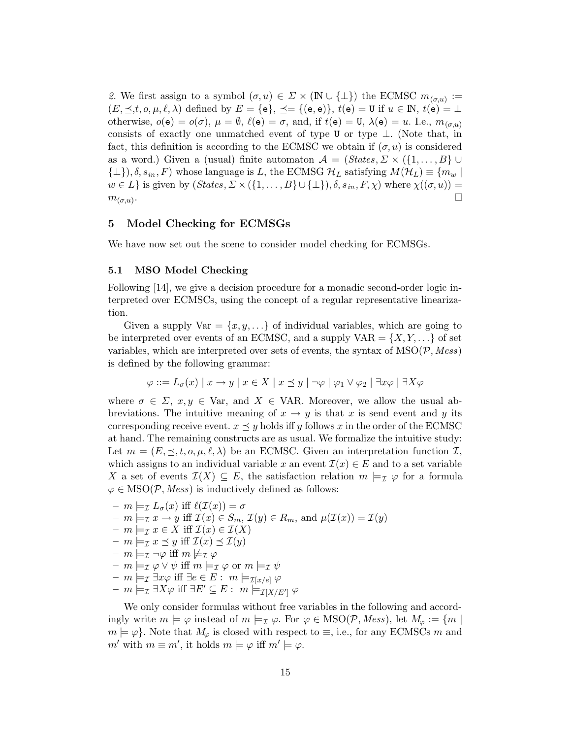*2.* We first assign to a symbol $(\sigma, u) \in \Sigma \times (\mathbb{N} \cup \{\bot\})$ the ECMSC $m_{(\sigma,u)} := (E, \preceq, t, o, \mu, \ell, \lambda)$ defined by $E = \{\mathtt{e}\}$, $\preceq = \{(\mathtt{e}, \mathtt{e})\}$, $t(\mathtt{e}) = \mathtt{U}$ if $u \in \mathbb{N}$, $t(\mathtt{e}) = \bot$ otherwise, $o(\mathtt{e}) = o(\sigma)$, $\mu = \emptyset$, $\ell(\mathtt{e}) = \sigma$, and, if $t(\mathtt{e}) = \mathtt{U}$, $\lambda(\mathtt{e}) = u$. I.e., $m_{(\sigma,u)}$ consists of exactly one unmatched event of type $\mathtt{U}$ or type $\bot$. (Note that, in fact, this definition is according to the ECMSC we obtain if $(\sigma, u)$ is considered as a word.) Given a (usual) finite automaton $\mathcal{A} = (\mathit{States}, \Sigma \times (\{1, \ldots, B\} \cup \{\bot\}), \delta, s_{in}, F)$ whose language is $L$, the ECMSG $\mathcal{H}_L$ satisfying $M(\mathcal{H}_L) \equiv \{m_w \mid w \in L\}$ is given by $(\mathit{States}, \Sigma \times (\{1, \ldots, B\} \cup \{\bot\}), \delta, s_{in}, F, \chi)$ where $\chi((\sigma, u)) = m_{(\sigma,u)}$. □

## 5 Model Checking for ECMSGs

We have now set out the scene to consider model checking for ECMSGs.

### 5.1 MSO Model Checking

Following [14], we give a decision procedure for a monadic second-order logic interpreted over ECMSCs, using the concept of a regular representative linearization.

Given a supply $\mathrm{Var} = \{x, y, \ldots\}$ of individual variables, which are going to be interpreted over events of an ECMSC, and a supply $\mathrm{VAR} = \{X, Y, \ldots\}$ of set variables, which are interpreted over sets of events, the syntax of $\mathrm{MSO}(\mathcal{P}, \mathit{Mess})$ is defined by the following grammar:

$$\varphi ::= L_\sigma(x) \mid x \rightarrow y \mid x \in X \mid x \preceq y \mid \neg\varphi \mid \varphi_1 \vee \varphi_2 \mid \exists x \varphi \mid \exists X \varphi$$

where $\sigma \in \Sigma$, $x, y \in \mathrm{Var}$, and $X \in \mathrm{VAR}$. Moreover, we allow the usual abbreviations. The intuitive meaning of $x \rightarrow y$ is that $x$ is send event and $y$ its corresponding receive event. $x \preceq y$ holds iff $y$ follows $x$ in the order of the ECMSC at hand. The remaining constructs are as usual. We formalize the intuitive study: Let $m = (E, \preceq, t, o, \mu, \ell, \lambda)$ be an ECMSC. Given an interpretation function $\mathcal{I}$, which assigns to an individual variable $x$ an event $\mathcal{I}(x) \in E$ and to a set variable $X$ a set of events $\mathcal{I}(X) \subseteq E$, the satisfaction relation $m \models_{\mathcal{I}} \varphi$ for a formula $\varphi \in \mathrm{MSO}(\mathcal{P}, \mathit{Mess})$ is inductively defined as follows:

- $m \models_{\mathcal{I}} L_\sigma(x)$ iff $\ell(\mathcal{I}(x)) = \sigma$
- $m \models_{\mathcal{I}} x \rightarrow y$ iff $\mathcal{I}(x) \in S_m$, $\mathcal{I}(y) \in R_m$, and $\mu(\mathcal{I}(x)) = \mathcal{I}(y)$
- $m \models_{\mathcal{I}} x \in X$ iff $\mathcal{I}(x) \in \mathcal{I}(X)$
- $m \models_{\mathcal{I}} x \preceq y$ iff $\mathcal{I}(x) \preceq \mathcal{I}(y)$
- $m \models_{\mathcal{I}} \neg\varphi$ iff $m \not\models_{\mathcal{I}} \varphi$
- $m \models_{\mathcal{I}} \varphi \vee \psi$ iff $m \models_{\mathcal{I}} \varphi$ or $m \models_{\mathcal{I}} \psi$
- $m \models_{\mathcal{I}} \exists x \varphi$ iff $\exists e \in E :\ m \models_{\mathcal{I}[x/e]} \varphi$
- $m \models_{\mathcal{I}} \exists X \varphi$ iff $\exists E' \subseteq E :\ m \models_{\mathcal{I}[X/E']} \varphi$

We only consider formulas without free variables in the following and accordingly write $m \models \varphi$ instead of $m \models_{\mathcal{I}} \varphi$. For $\varphi \in \mathrm{MSO}(\mathcal{P}, \mathit{Mess})$, let $M_\varphi := \{m \mid m \models \varphi\}$. Note that $M_\varphi$ is closed with respect to $\equiv$, i.e., for any ECMSCs $m$ and $m'$ with $m \equiv m'$, it holds $m \models \varphi$ iff $m' \models \varphi$.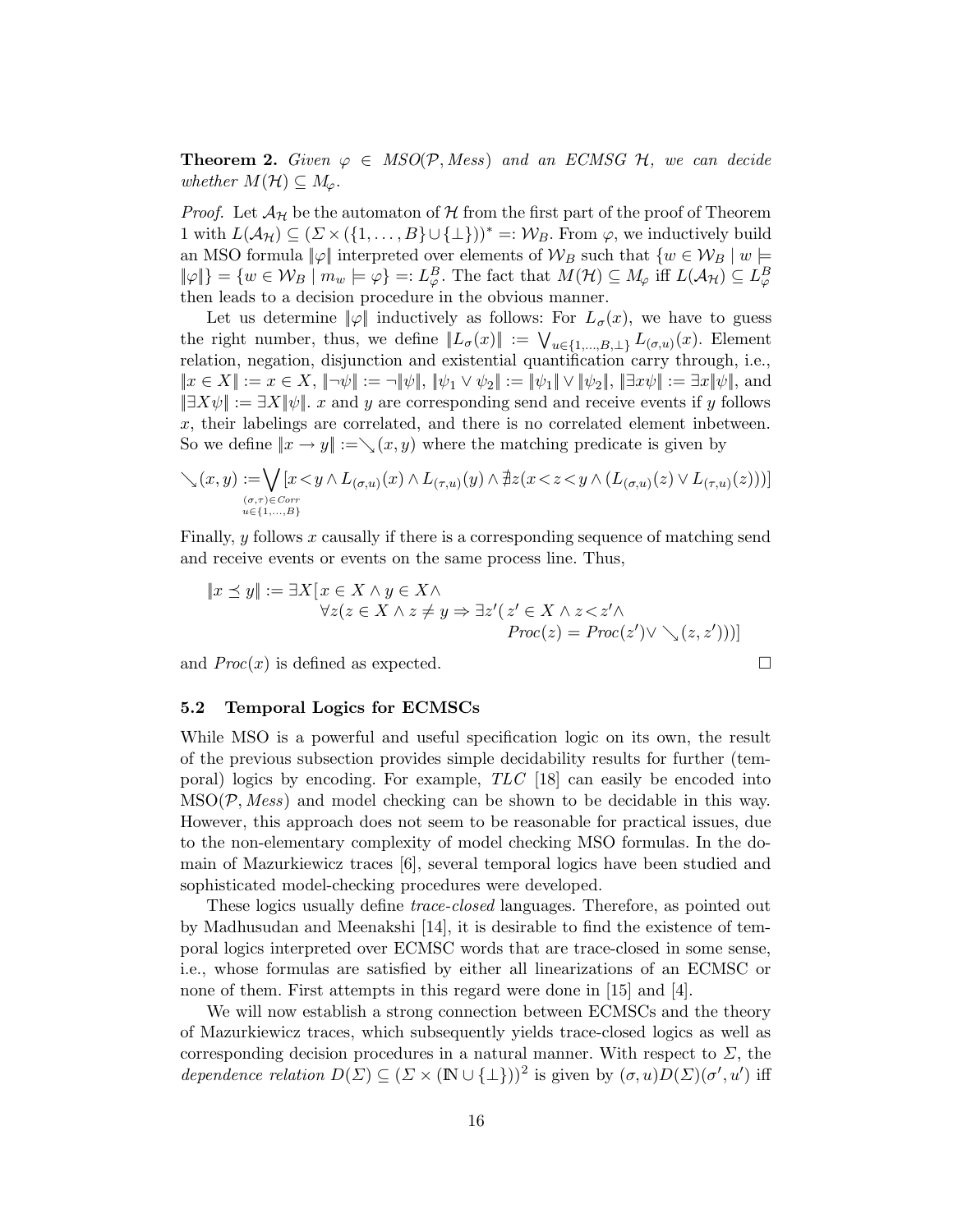**Theorem 2.** *Given $\varphi \in MSO(\mathcal{P}, Mess)$ and an ECMSG $\mathcal{H}$, we can decide whether $M(\mathcal{H}) \subseteq M_\varphi$.*

*Proof.* Let $\mathcal{A}_\mathcal{H}$ be the automaton of $\mathcal{H}$ from the first part of the proof of Theorem 1 with $L(\mathcal{A}_\mathcal{H}) \subseteq (\Sigma \times (\{1,\ldots,B\} \cup \{\bot\}))^* =: \mathcal{W}_B$. From $\varphi$, we inductively build an MSO formula $\|\varphi\|$ interpreted over elements of $\mathcal{W}_B$ such that $\{w \in \mathcal{W}_B \mid w \models \|\varphi\|\} = \{w \in \mathcal{W}_B \mid m_w \models \varphi\} =: L_\varphi^B$. The fact that $M(\mathcal{H}) \subseteq M_\varphi$ iff $L(\mathcal{A}_\mathcal{H}) \subseteq L_\varphi^B$ then leads to a decision procedure in the obvious manner.

Let us determine $\|\varphi\|$ inductively as follows: For $L_\sigma(x)$, we have to guess the right number, thus, we define $\|L_\sigma(x)\| := \bigvee_{u \in \{1,\ldots,B,\bot\}} L_{(\sigma,u)}(x)$. Element relation, negation, disjunction and existential quantification carry through, i.e., $\|x \in X\| := x \in X$, $\|\neg\psi\| := \neg\|\psi\|$, $\|\psi_1 \vee \psi_2\| := \|\psi_1\| \vee \|\psi_2\|$, $\|\exists x \psi\| := \exists x \|\psi\|$, and $\|\exists X \psi\| := \exists X \|\psi\|$. $x$ and $y$ are corresponding send and receive events if $y$ follows $x$, their labelings are correlated, and there is no correlated element inbetween. So we define $\|x \rightarrow y\| := \searrow(x,y)$ where the matching predicate is given by

$$\searrow(x,y) := \bigvee_{\substack{(\sigma,\tau) \in Corr \\ u \in \{1,\ldots,B\}}} [x < y \wedge L_{(\sigma,u)}(x) \wedge L_{(\tau,u)}(y) \wedge \nexists z (x < z < y \wedge (L_{(\sigma,u)}(z) \vee L_{(\tau,u)}(z)))]$$

Finally, $y$ follows $x$ causally if there is a corresponding sequence of matching send and receive events or events on the same process line. Thus,

$$\begin{aligned} \|x \preceq y\| := \exists X [\, & x \in X \wedge y \in X \wedge \\ & \forall z (z \in X \wedge z \neq y \Rightarrow \exists z' (\, z' \in X \wedge z < z' \wedge \\ & \qquad Proc(z) = Proc(z') \vee \searrow(z,z')))] \end{aligned}$$

and $Proc(x)$ is defined as expected. $\square$

### 5.2 Temporal Logics for ECMSCs

While MSO is a powerful and useful specification logic on its own, the result of the previous subsection provides simple decidability results for further (temporal) logics by encoding. For example, *TLC* [18] can easily be encoded into MSO($\mathcal{P}$, *Mess*) and model checking can be shown to be decidable in this way. However, this approach does not seem to be reasonable for practical issues, due to the non-elementary complexity of model checking MSO formulas. In the domain of Mazurkiewicz traces [6], several temporal logics have been studied and sophisticated model-checking procedures were developed.

These logics usually define *trace-closed* languages. Therefore, as pointed out by Madhusudan and Meenakshi [14], it is desirable to find the existence of temporal logics interpreted over ECMSC words that are trace-closed in some sense, i.e., whose formulas are satisfied by either all linearizations of an ECMSC or none of them. First attempts in this regard were done in [15] and [4].

We will now establish a strong connection between ECMSCs and the theory of Mazurkiewicz traces, which subsequently yields trace-closed logics as well as corresponding decision procedures in a natural manner. With respect to $\Sigma$, the *dependence relation* $D(\Sigma) \subseteq (\Sigma \times (\mathbb{N} \cup \{\bot\}))^2$ is given by $(\sigma, u) D(\Sigma) (\sigma', u')$ iff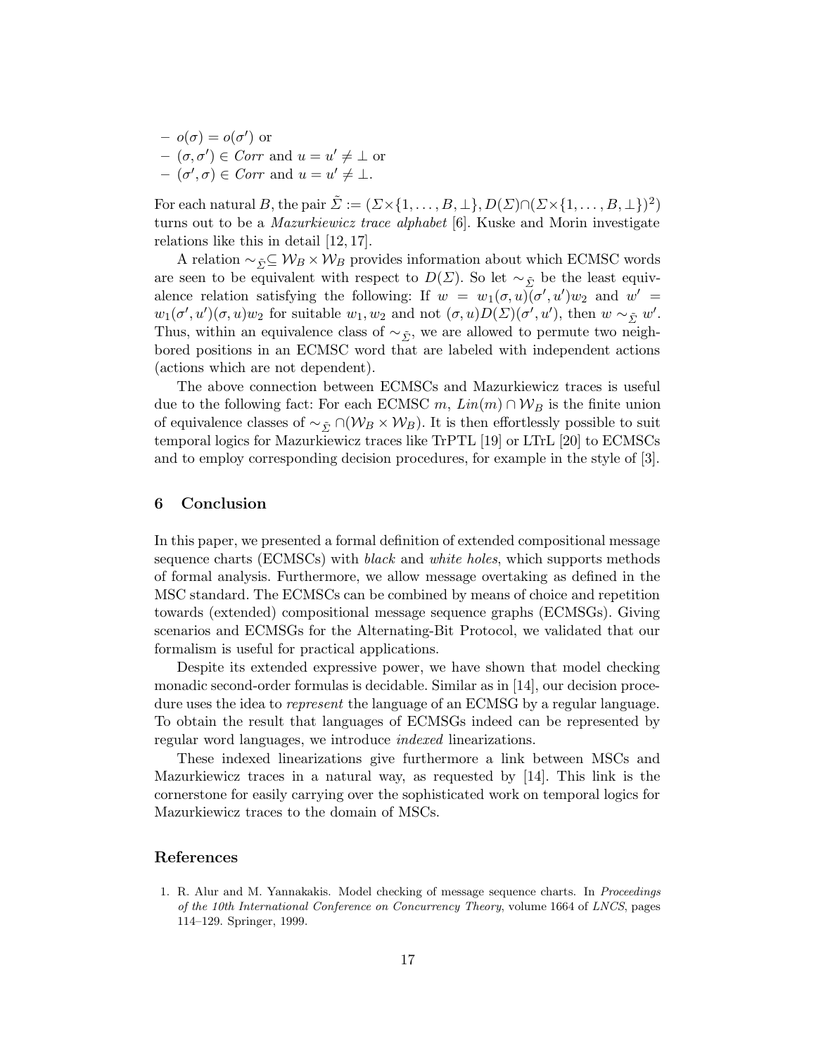- $o(\sigma) = o(\sigma')$ or
- $(\sigma, \sigma') \in \mathit{Corr}$ and $u = u' \neq \bot$ or
- $(\sigma', \sigma) \in \mathit{Corr}$ and $u = u' \neq \bot$.

For each natural $B$, the pair $\tilde{\Sigma} := (\Sigma \times \{1, \ldots, B, \bot\}, D(\Sigma) \cap (\Sigma \times \{1, \ldots, B, \bot\})^2)$ turns out to be a *Mazurkiewicz trace alphabet* [6]. Kuske and Morin investigate relations like this in detail [12, 17].

A relation $\sim_{\tilde{\Sigma}} \subseteq \mathcal{W}_B \times \mathcal{W}_B$ provides information about which ECMSC words are seen to be equivalent with respect to $D(\Sigma)$. So let $\sim_{\tilde{\Sigma}}$ be the least equivalence relation satisfying the following: If $w = w_1(\sigma, u)(\sigma', u')w_2$ and $w' = w_1(\sigma', u')(\sigma, u)w_2$ for suitable $w_1, w_2$ and not $(\sigma, u)D(\Sigma)(\sigma', u')$, then $w \sim_{\tilde{\Sigma}} w'$. Thus, within an equivalence class of $\sim_{\tilde{\Sigma}}$, we are allowed to permute two neighbored positions in an ECMSC word that are labeled with independent actions (actions which are not dependent).

The above connection between ECMSCs and Mazurkiewicz traces is useful due to the following fact: For each ECMSC $m$, $\mathit{Lin}(m) \cap \mathcal{W}_B$ is the finite union of equivalence classes of $\sim_{\tilde{\Sigma}} \cap (\mathcal{W}_B \times \mathcal{W}_B)$. It is then effortlessly possible to suit temporal logics for Mazurkiewicz traces like TrPTL [19] or LTrL [20] to ECMSCs and to employ corresponding decision procedures, for example in the style of [3].

## 6 Conclusion

In this paper, we presented a formal definition of extended compositional message sequence charts (ECMSCs) with *black* and *white holes*, which supports methods of formal analysis. Furthermore, we allow message overtaking as defined in the MSC standard. The ECMSCs can be combined by means of choice and repetition towards (extended) compositional message sequence graphs (ECMSGs). Giving scenarios and ECMSGs for the Alternating-Bit Protocol, we validated that our formalism is useful for practical applications.

Despite its extended expressive power, we have shown that model checking monadic second-order formulas is decidable. Similar as in [14], our decision procedure uses the idea to *represent* the language of an ECMSG by a regular language. To obtain the result that languages of ECMSGs indeed can be represented by regular word languages, we introduce *indexed* linearizations.

These indexed linearizations give furthermore a link between MSCs and Mazurkiewicz traces in a natural way, as requested by [14]. This link is the cornerstone for easily carrying over the sophisticated work on temporal logics for Mazurkiewicz traces to the domain of MSCs.

## References

1. R. Alur and M. Yannakakis. Model checking of message sequence charts. In *Proceedings of the 10th International Conference on Concurrency Theory*, volume 1664 of *LNCS*, pages 114–129. Springer, 1999.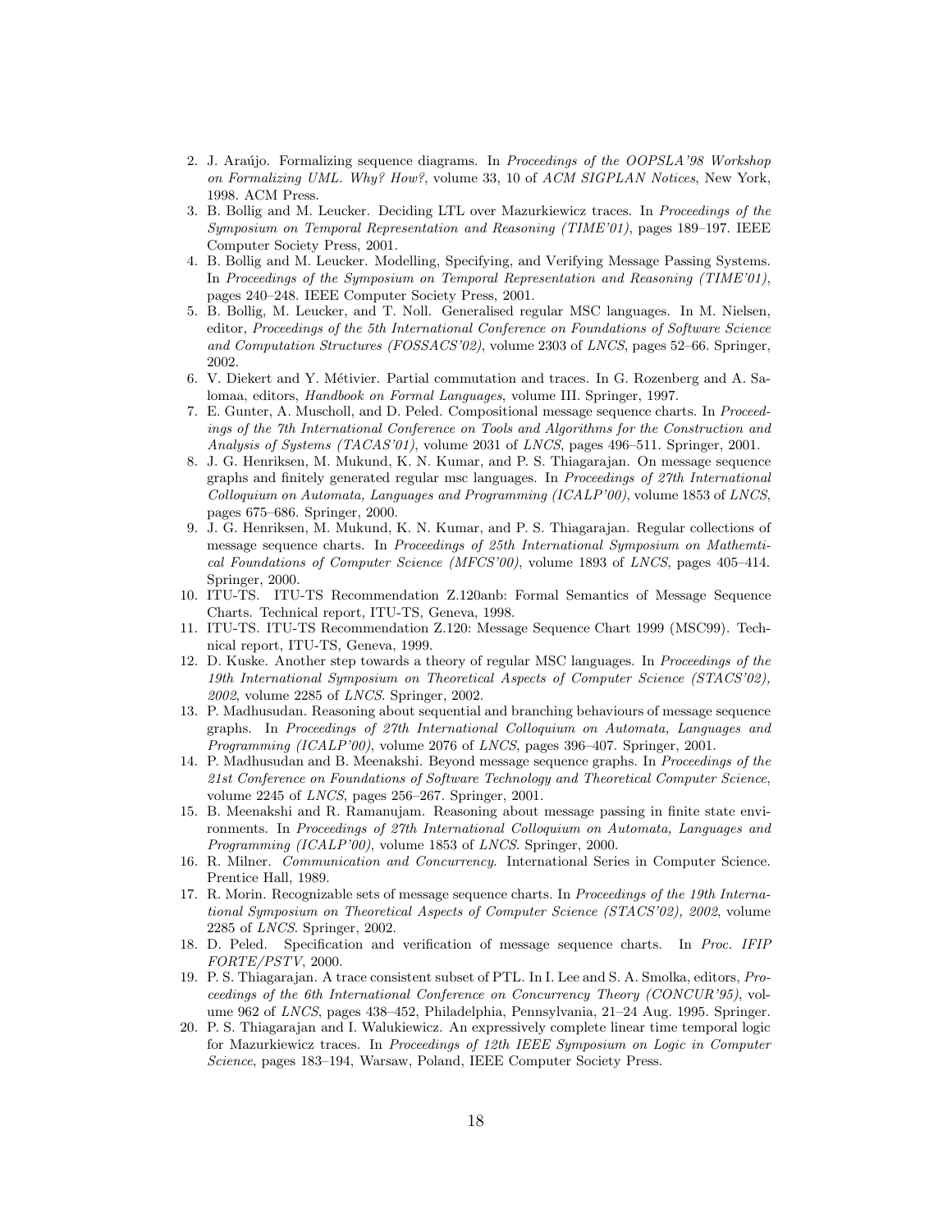2. J. Araújo. Formalizing sequence diagrams. In *Proceedings of the OOPSLA'98 Workshop on Formalizing UML. Why? How?*, volume 33, 10 of *ACM SIGPLAN Notices*, New York, 1998. ACM Press.
3. B. Bollig and M. Leucker. Deciding LTL over Mazurkiewicz traces. In *Proceedings of the Symposium on Temporal Representation and Reasoning (TIME'01)*, pages 189–197. IEEE Computer Society Press, 2001.
4. B. Bollig and M. Leucker. Modelling, Specifying, and Verifying Message Passing Systems. In *Proceedings of the Symposium on Temporal Representation and Reasoning (TIME'01)*, pages 240–248. IEEE Computer Society Press, 2001.
5. B. Bollig, M. Leucker, and T. Noll. Generalised regular MSC languages. In M. Nielsen, editor, *Proceedings of the 5th International Conference on Foundations of Software Science and Computation Structures (FOSSACS'02)*, volume 2303 of *LNCS*, pages 52–66. Springer, 2002.
6. V. Diekert and Y. Métivier. Partial commutation and traces. In G. Rozenberg and A. Salomaa, editors, *Handbook on Formal Languages*, volume III. Springer, 1997.
7. E. Gunter, A. Muscholl, and D. Peled. Compositional message sequence charts. In *Proceedings of the 7th International Conference on Tools and Algorithms for the Construction and Analysis of Systems (TACAS'01)*, volume 2031 of *LNCS*, pages 496–511. Springer, 2001.
8. J. G. Henriksen, M. Mukund, K. N. Kumar, and P. S. Thiagarajan. On message sequence graphs and finitely generated regular msc languages. In *Proceedings of 27th International Colloquium on Automata, Languages and Programming (ICALP'00)*, volume 1853 of *LNCS*, pages 675–686. Springer, 2000.
9. J. G. Henriksen, M. Mukund, K. N. Kumar, and P. S. Thiagarajan. Regular collections of message sequence charts. In *Proceedings of 25th International Symposium on Mathemtical Foundations of Computer Science (MFCS'00)*, volume 1893 of *LNCS*, pages 405–414. Springer, 2000.
10. ITU-TS. ITU-TS Recommendation Z.120anb: Formal Semantics of Message Sequence Charts. Technical report, ITU-TS, Geneva, 1998.
11. ITU-TS. ITU-TS Recommendation Z.120: Message Sequence Chart 1999 (MSC99). Technical report, ITU-TS, Geneva, 1999.
12. D. Kuske. Another step towards a theory of regular MSC languages. In *Proceedings of the 19th International Symposium on Theoretical Aspects of Computer Science (STACS'02), 2002*, volume 2285 of *LNCS*. Springer, 2002.
13. P. Madhusudan. Reasoning about sequential and branching behaviours of message sequence graphs. In *Proceedings of 27th International Colloquium on Automata, Languages and Programming (ICALP'00)*, volume 2076 of *LNCS*, pages 396–407. Springer, 2001.
14. P. Madhusudan and B. Meenakshi. Beyond message sequence graphs. In *Proceedings of the 21st Conference on Foundations of Software Technology and Theoretical Computer Science*, volume 2245 of *LNCS*, pages 256–267. Springer, 2001.
15. B. Meenakshi and R. Ramanujam. Reasoning about message passing in finite state environments. In *Proceedings of 27th International Colloquium on Automata, Languages and Programming (ICALP'00)*, volume 1853 of *LNCS*. Springer, 2000.
16. R. Milner. *Communication and Concurrency*. International Series in Computer Science. Prentice Hall, 1989.
17. R. Morin. Recognizable sets of message sequence charts. In *Proceedings of the 19th International Symposium on Theoretical Aspects of Computer Science (STACS'02), 2002*, volume 2285 of *LNCS*. Springer, 2002.
18. D. Peled. Specification and verification of message sequence charts. In *Proc. IFIP FORTE/PSTV*, 2000.
19. P. S. Thiagarajan. A trace consistent subset of PTL. In I. Lee and S. A. Smolka, editors, *Proceedings of the 6th International Conference on Concurrency Theory (CONCUR'95)*, volume 962 of *LNCS*, pages 438–452, Philadelphia, Pennsylvania, 21–24 Aug. 1995. Springer.
20. P. S. Thiagarajan and I. Walukiewicz. An expressively complete linear time temporal logic for Mazurkiewicz traces. In *Proceedings of 12th IEEE Symposium on Logic in Computer Science*, pages 183–194, Warsaw, Poland, IEEE Computer Society Press.